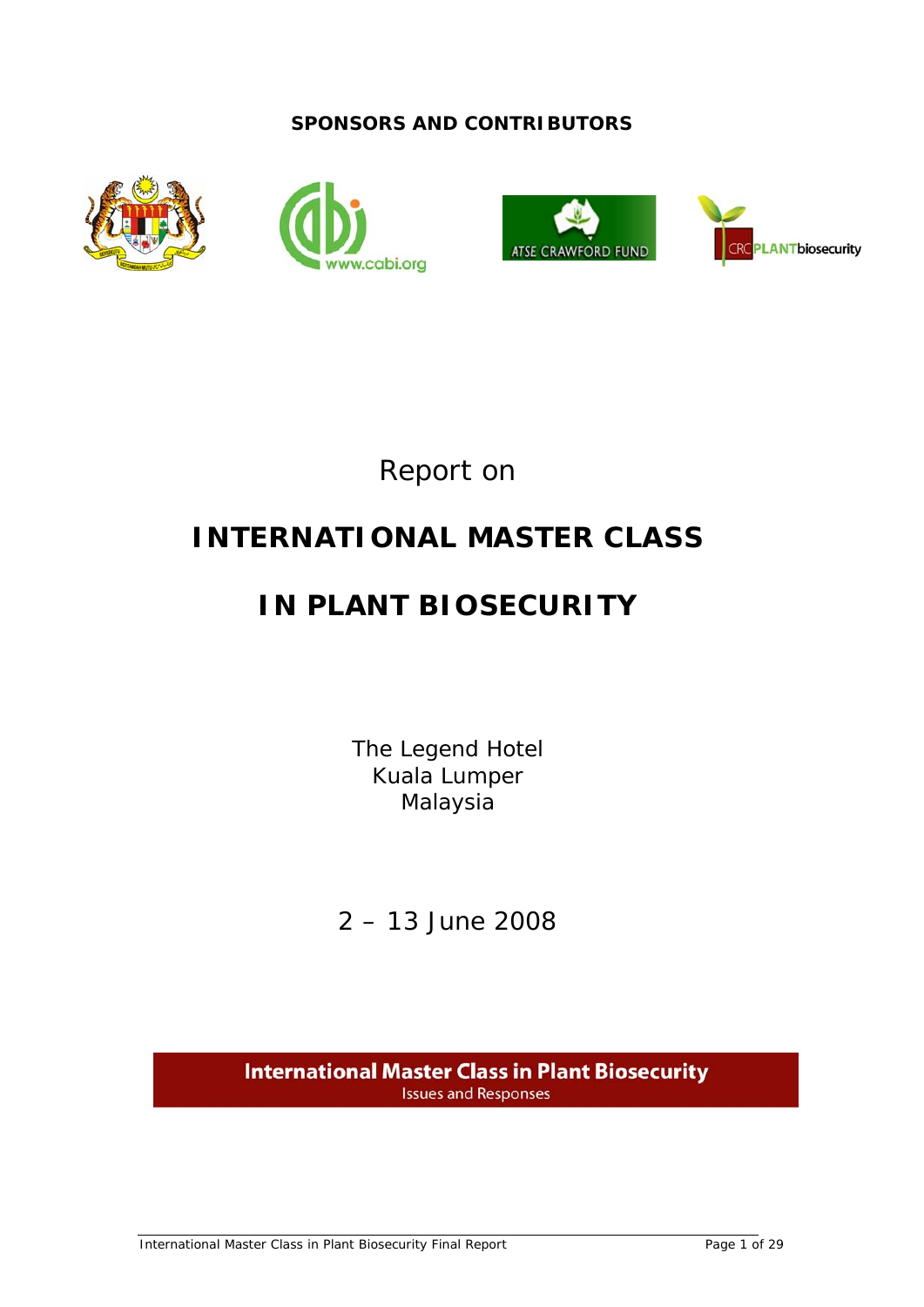**SPONSORS AND CONTRIBUTORS**

Report on

# INTERNATIONAL MASTER CLASS

# IN PLANT BIOSECURITY

The Legend Hotel
Kuala Lumper
Malaysia

2 – 13 June 2008

International Master Class in Plant Biosecurity
Issues and Responses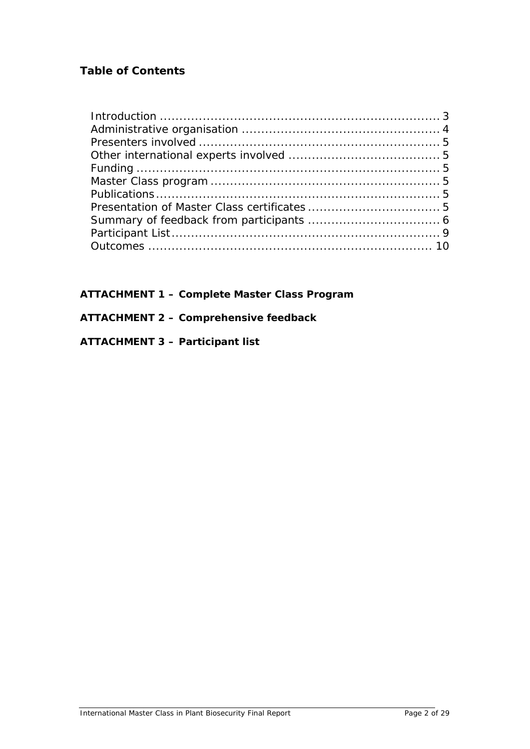## Table of Contents

Introduction ........................................................................ 3
Administrative organisation .................................................. 4
Presenters involved ............................................................. 5
Other international experts involved ...................................... 5
Funding ............................................................................. 5
Master Class program ........................................................... 5
Publications ......................................................................... 5
Presentation of Master Class certificates .................................. 5
Summary of feedback from participants .................................. 6
Participant List ..................................................................... 9
Outcomes ......................................................................... 10

**ATTACHMENT 1 – Complete Master Class Program**

**ATTACHMENT 2 – Comprehensive feedback**

**ATTACHMENT 3 – Participant list**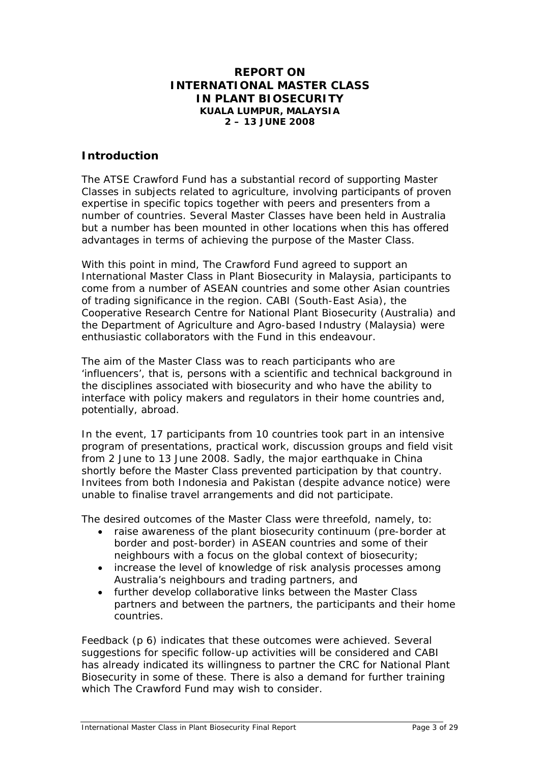# REPORT ON INTERNATIONAL MASTER CLASS IN PLANT BIOSECURITY

**KUALA LUMPUR, MALAYSIA**
**2 – 13 JUNE 2008**

## Introduction

The ATSE Crawford Fund has a substantial record of supporting Master Classes in subjects related to agriculture, involving participants of proven expertise in specific topics together with peers and presenters from a number of countries. Several Master Classes have been held in Australia but a number has been mounted in other locations when this has offered advantages in terms of achieving the purpose of the Master Class.

With this point in mind, The Crawford Fund agreed to support an International Master Class in Plant Biosecurity in Malaysia, participants to come from a number of ASEAN countries and some other Asian countries of trading significance in the region. CABI (South-East Asia), the Cooperative Research Centre for National Plant Biosecurity (Australia) and the Department of Agriculture and Agro-based Industry (Malaysia) were enthusiastic collaborators with the Fund in this endeavour.

The aim of the Master Class was to reach participants who are 'influencers', that is, persons with a scientific and technical background in the disciplines associated with biosecurity and who have the ability to interface with policy makers and regulators in their home countries and, potentially, abroad.

In the event, 17 participants from 10 countries took part in an intensive program of presentations, practical work, discussion groups and field visit from 2 June to 13 June 2008. Sadly, the major earthquake in China shortly before the Master Class prevented participation by that country. Invitees from both Indonesia and Pakistan (despite advance notice) were unable to finalise travel arrangements and did not participate.

The desired outcomes of the Master Class were threefold, namely, to:

- raise awareness of the plant biosecurity continuum (pre-border at border and post-border) in ASEAN countries and some of their neighbours with a focus on the global context of biosecurity;
- increase the level of knowledge of risk analysis processes among Australia's neighbours and trading partners, and
- further develop collaborative links between the Master Class partners and between the partners, the participants and their home countries.

Feedback (p 6) indicates that these outcomes were achieved. Several suggestions for specific follow-up activities will be considered and CABI has already indicated its willingness to partner the CRC for National Plant Biosecurity in some of these. There is also a demand for further training which The Crawford Fund may wish to consider.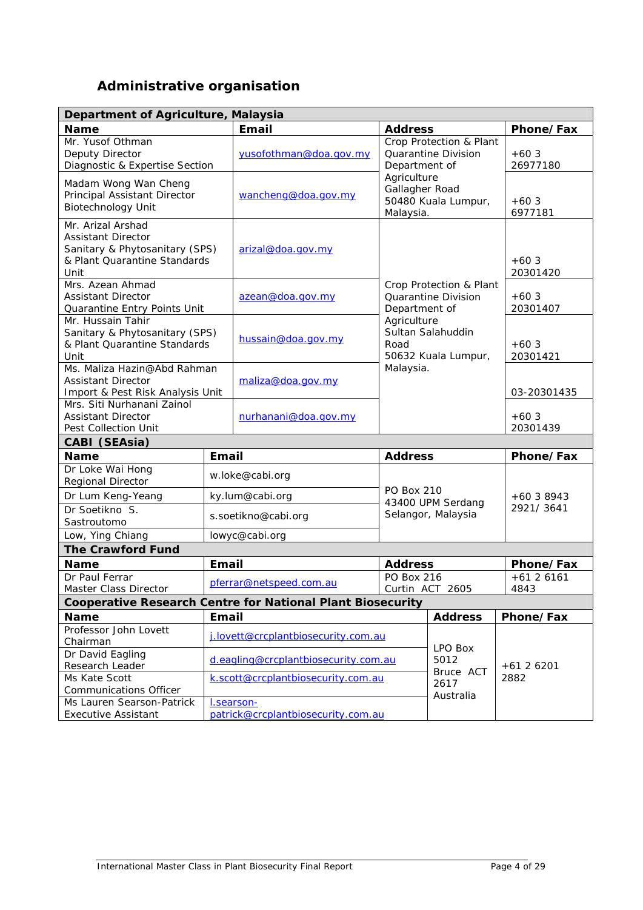## Administrative organisation

| Department of Agriculture, Malaysia | | | |
|---|---|---|---|
| **Name** | **Email** | **Address** | **Phone/Fax** |
| Mr. Yusof Othman<br>Deputy Director<br>Diagnostic & Expertise Section | yusofothman@doa.gov.my | Crop Protection & Plant Quarantine Division<br>Department of Agriculture<br>Gallagher Road<br>50480 Kuala Lumpur, Malaysia. | +60 3 26977180 |
| Madam Wong Wan Cheng<br>Principal Assistant Director<br>Biotechnology Unit | wancheng@doa.gov.my | | +60 3 6977181 |
| Mr. Arizal Arshad<br>Assistant Director<br>Sanitary & Phytosanitary (SPS) & Plant Quarantine Standards Unit | arizal@doa.gov.my | Crop Protection & Plant Quarantine Division<br>Department of Agriculture<br>Sultan Salahuddin Road<br>50632 Kuala Lumpur, Malaysia. | +60 3 20301420 |
| Mrs. Azean Ahmad<br>Assistant Director<br>Quarantine Entry Points Unit | azean@doa.gov.my | | +60 3 20301407 |
| Mr. Hussain Tahir<br>Sanitary & Phytosanitary (SPS) & Plant Quarantine Standards Unit | hussain@doa.gov.my | | +60 3 20301421 |
| Ms. Maliza Hazin@Abd Rahman<br>Assistant Director<br>Import & Pest Risk Analysis Unit | maliza@doa.gov.my | | 03-20301435 |
| Mrs. Siti Nurhanani Zainol<br>Assistant Director<br>Pest Collection Unit | nurhanani@doa.gov.my | | +60 3 20301439 |

| CABI (SEAsia) | | | |
|---|---|---|---|
| **Name** | **Email** | **Address** | **Phone/Fax** |
| Dr Loke Wai Hong<br>Regional Director | w.loke@cabi.org | PO Box 210<br>43400 UPM Serdang<br>Selangor, Malaysia | +60 3 8943 2921/ 3641 |
| Dr Lum Keng-Yeang | ky.lum@cabi.org | | |
| Dr Soetikno S. Sastroutomo | s.soetikno@cabi.org | | |
| Low, Ying Chiang | lowyc@cabi.org | | |

| The Crawford Fund | | | |
|---|---|---|---|
| **Name** | **Email** | **Address** | **Phone/Fax** |
| Dr Paul Ferrar<br>Master Class Director | pferrar@netspeed.com.au | PO Box 216<br>Curtin ACT 2605 | +61 2 6161 4843 |

| Cooperative Research Centre for National Plant Biosecurity | | | |
|---|---|---|---|
| **Name** | **Email** | **Address** | **Phone/Fax** |
| Professor John Lovett<br>Chairman | j.lovett@crcplantbiosecurity.com.au | LPO Box 5012<br>Bruce ACT 2617<br>Australia | +61 2 6201 2882 |
| Dr David Eagling<br>Research Leader | d.eagling@crcplantbiosecurity.com.au | | |
| Ms Kate Scott<br>Communications Officer | k.scott@crcplantbiosecurity.com.au | | |
| Ms Lauren Searson-Patrick<br>Executive Assistant | l.searson-patrick@crcplantbiosecurity.com.au | | |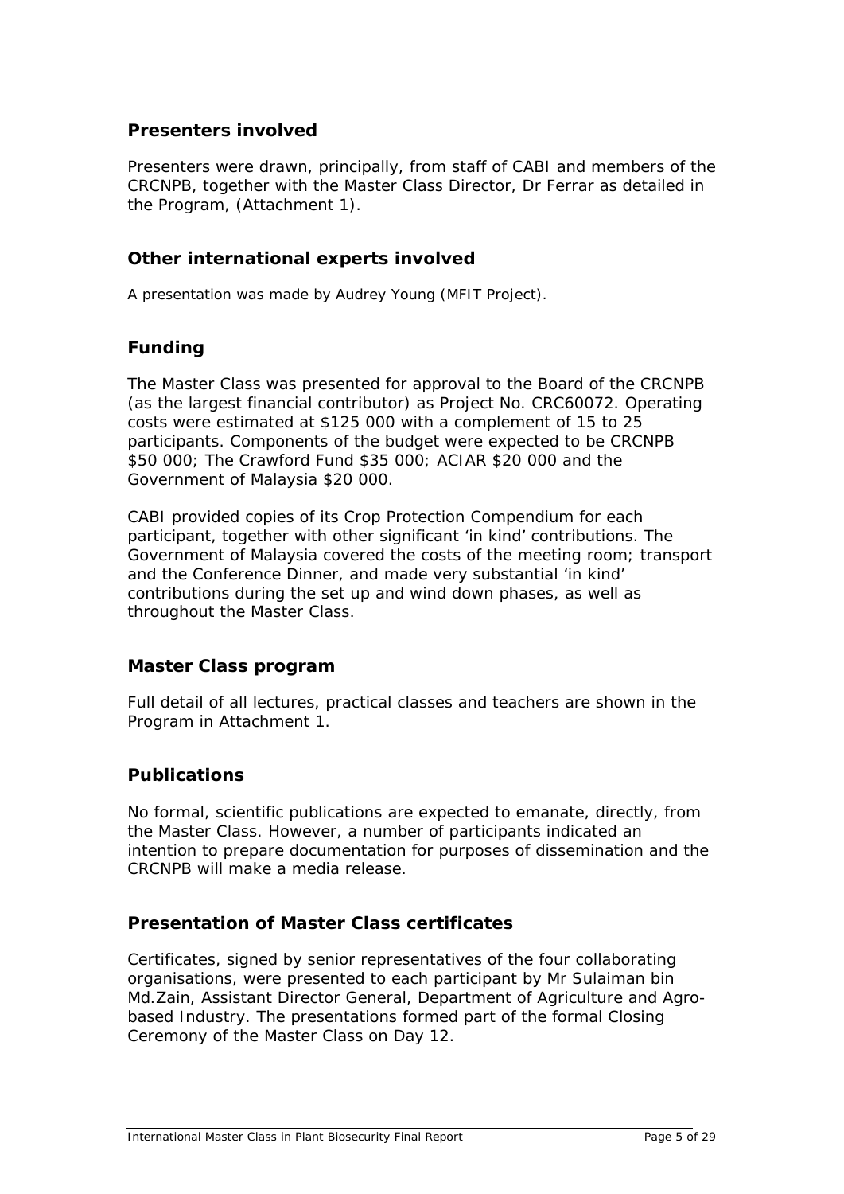## Presenters involved

Presenters were drawn, principally, from staff of CABI and members of the CRCNPB, together with the Master Class Director, Dr Ferrar as detailed in the Program, (Attachment 1).

## Other international experts involved

A presentation was made by Audrey Young (MFIT Project).

## Funding

The Master Class was presented for approval to the Board of the CRCNPB (as the largest financial contributor) as Project No. CRC60072. Operating costs were estimated at $125 000 with a complement of 15 to 25 participants. Components of the budget were expected to be CRCNPB $50 000; The Crawford Fund $35 000; ACIAR $20 000 and the Government of Malaysia $20 000.

CABI provided copies of its Crop Protection Compendium for each participant, together with other significant 'in kind' contributions. The Government of Malaysia covered the costs of the meeting room; transport and the Conference Dinner, and made very substantial 'in kind' contributions during the set up and wind down phases, as well as throughout the Master Class.

## Master Class program

Full detail of all lectures, practical classes and teachers are shown in the Program in Attachment 1.

## Publications

No formal, scientific publications are expected to emanate, directly, from the Master Class. However, a number of participants indicated an intention to prepare documentation for purposes of dissemination and the CRCNPB will make a media release.

## Presentation of Master Class certificates

Certificates, signed by senior representatives of the four collaborating organisations, were presented to each participant by Mr Sulaiman bin Md.Zain, Assistant Director General, Department of Agriculture and Agro-based Industry. The presentations formed part of the formal Closing Ceremony of the Master Class on Day 12.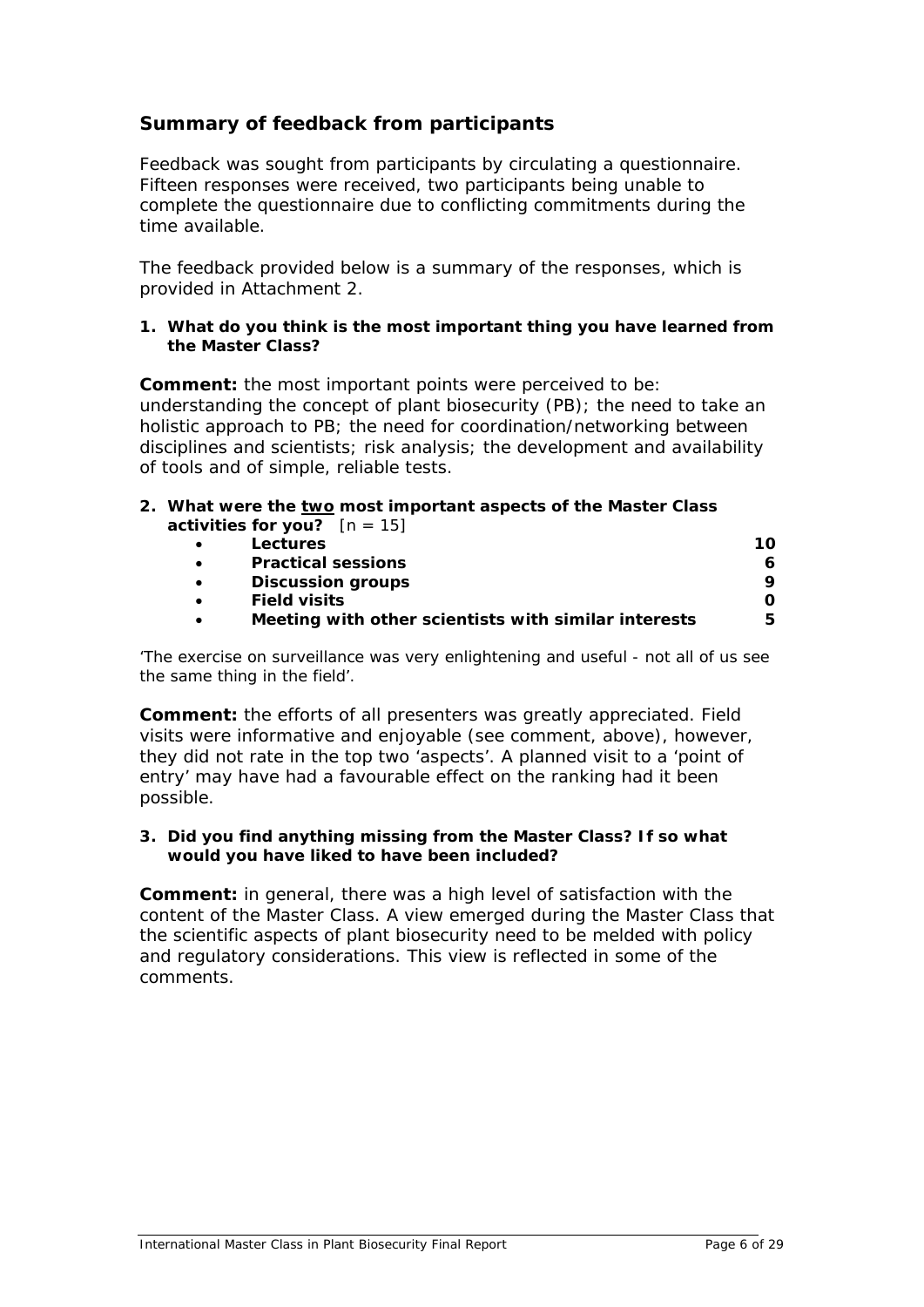## Summary of feedback from participants

Feedback was sought from participants by circulating a questionnaire. Fifteen responses were received, two participants being unable to complete the questionnaire due to conflicting commitments during the time available.

The feedback provided below is a summary of the responses, which is provided in Attachment 2.

**1. What do you think is the most important thing you have learned from the Master Class?**

**Comment:** the most important points were perceived to be: understanding the concept of plant biosecurity (PB); the need to take an holistic approach to PB; the need for coordination/networking between disciplines and scientists; risk analysis; the development and availability of tools and of simple, reliable tests.

**2. What were the <u>two</u> most important aspects of the Master Class activities for you?** [n = 15]

- **Lectures** — **10**
- **Practical sessions** — **6**
- **Discussion groups** — **9**
- **Field visits** — **0**
- **Meeting with other scientists with similar interests** — **5**

*'The exercise on surveillance was very enlightening and useful - not all of us see the same thing in the field'.*

**Comment:** the efforts of all presenters was greatly appreciated. Field visits were informative and enjoyable (see comment, above), however, they did not rate in the top two 'aspects'. A planned visit to a 'point of entry' may have had a favourable effect on the ranking had it been possible.

**3. Did you find anything missing from the Master Class? If so what would you have liked to have been included?**

**Comment:** in general, there was a high level of satisfaction with the content of the Master Class. A view emerged during the Master Class that the scientific aspects of plant biosecurity need to be melded with policy and regulatory considerations. This view is reflected in some of the comments.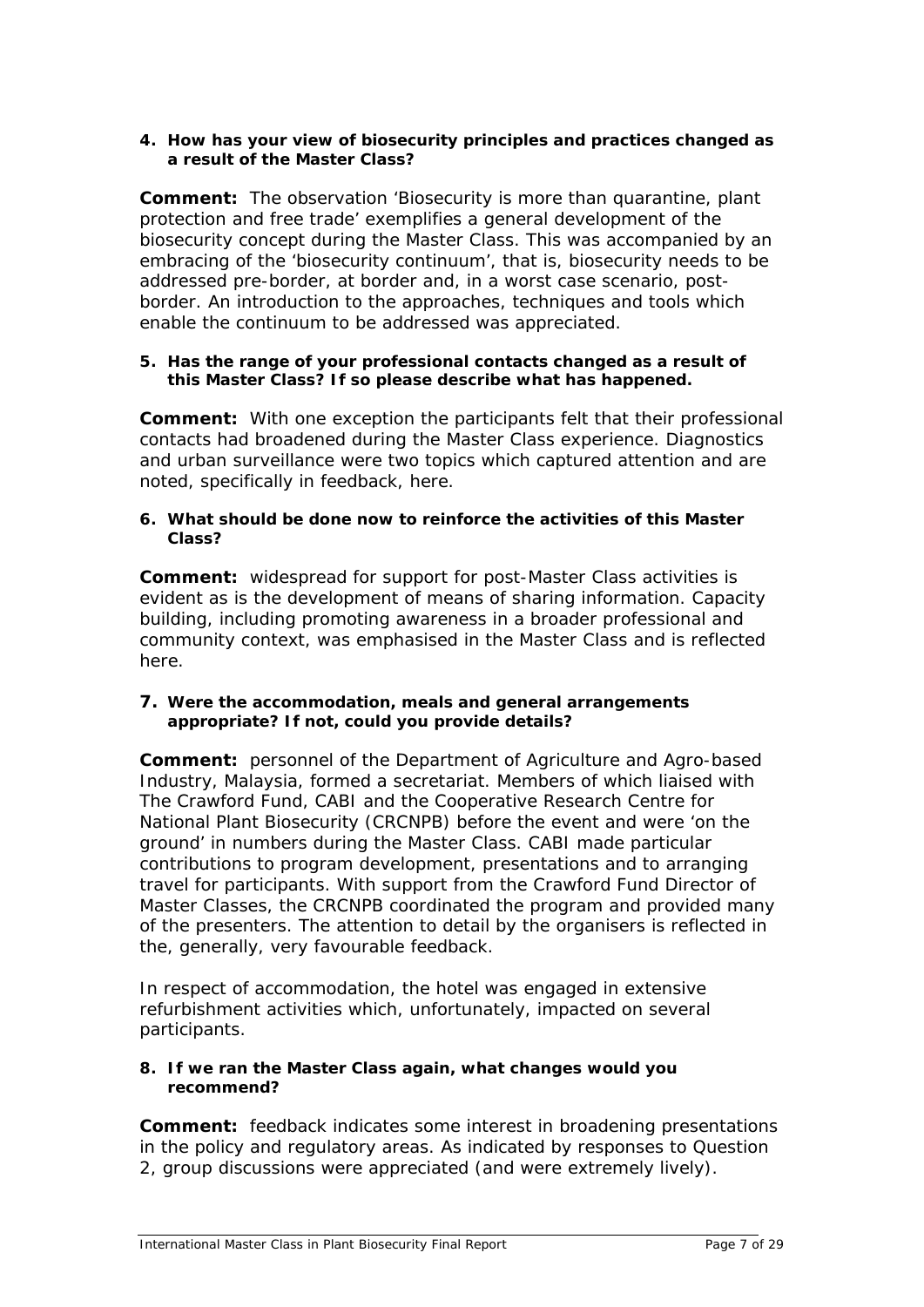4. **How has your view of biosecurity principles and practices changed as a result of the Master Class?**

**Comment:** The observation 'Biosecurity is more than quarantine, plant protection and free trade' exemplifies a general development of the biosecurity concept during the Master Class. This was accompanied by an embracing of the 'biosecurity continuum', that is, biosecurity needs to be addressed pre-border, at border and, in a worst case scenario, post-border. An introduction to the approaches, techniques and tools which enable the continuum to be addressed was appreciated.

5. **Has the range of your professional contacts changed as a result of this Master Class? If so please describe what has happened.**

**Comment:** With one exception the participants felt that their professional contacts had broadened during the Master Class experience. Diagnostics and urban surveillance were two topics which captured attention and are noted, specifically in feedback, here.

6. **What should be done now to reinforce the activities of this Master Class?**

**Comment:** widespread for support for post-Master Class activities is evident as is the development of means of sharing information. Capacity building, including promoting awareness in a broader professional and community context, was emphasised in the Master Class and is reflected here.

7. **Were the accommodation, meals and general arrangements appropriate? If not, could you provide details?**

**Comment:** personnel of the Department of Agriculture and Agro-based Industry, Malaysia, formed a secretariat. Members of which liaised with The Crawford Fund, CABI and the Cooperative Research Centre for National Plant Biosecurity (CRCNPB) before the event and were 'on the ground' in numbers during the Master Class. CABI made particular contributions to program development, presentations and to arranging travel for participants. With support from the Crawford Fund Director of Master Classes, the CRCNPB coordinated the program and provided many of the presenters. The attention to detail by the organisers is reflected in the, generally, very favourable feedback.

In respect of accommodation, the hotel was engaged in extensive refurbishment activities which, unfortunately, impacted on several participants.

8. **If we ran the Master Class again, what changes would you recommend?**

**Comment:** feedback indicates some interest in broadening presentations in the policy and regulatory areas. As indicated by responses to Question 2, group discussions were appreciated (and were extremely lively).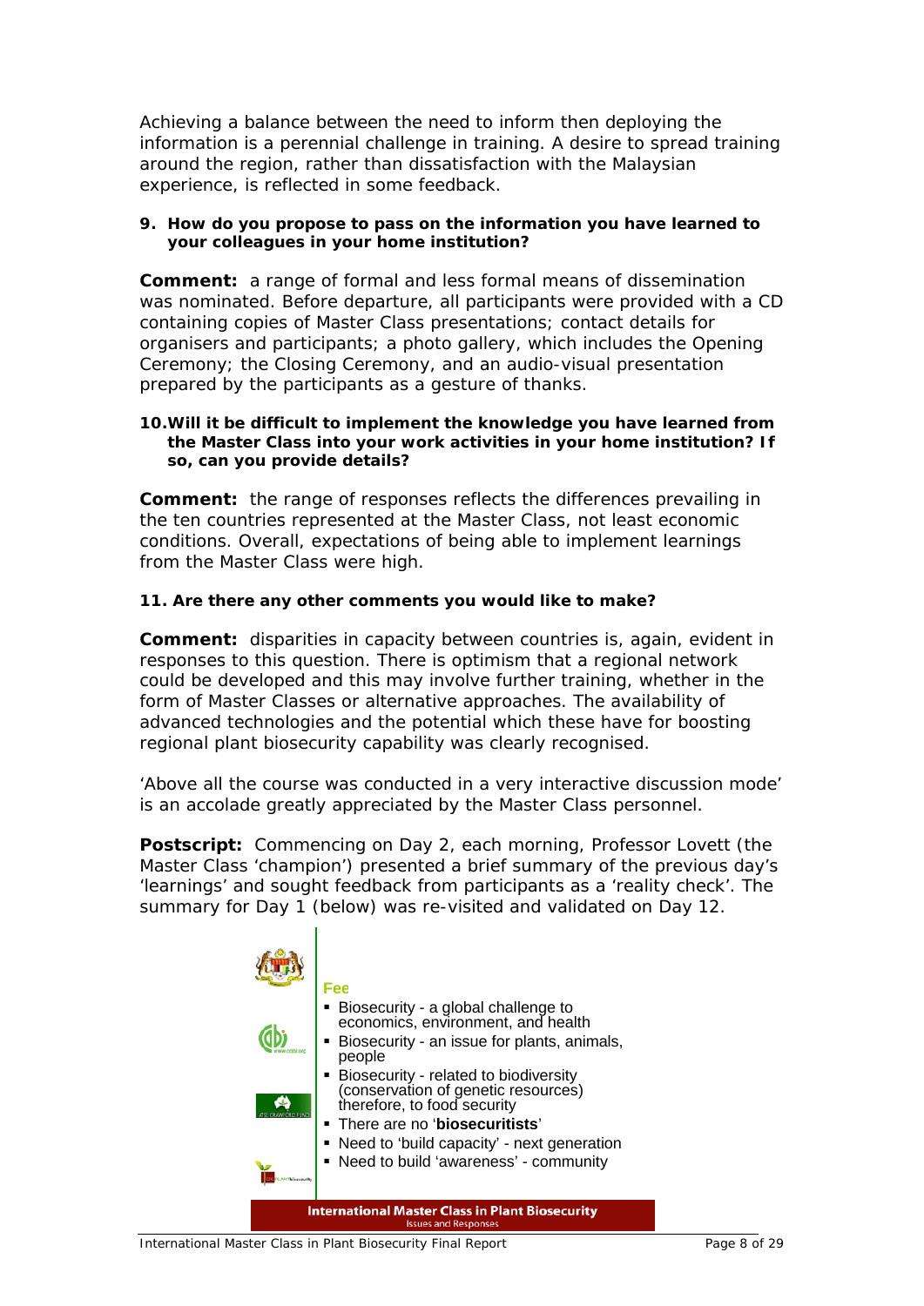Achieving a balance between the need to inform then deploying the information is a perennial challenge in training. A desire to spread training around the region, rather than dissatisfaction with the Malaysian experience, is reflected in some feedback.

**9. How do you propose to pass on the information you have learned to your colleagues in your home institution?**

**Comment:** a range of formal and less formal means of dissemination was nominated. Before departure, all participants were provided with a CD containing copies of Master Class presentations; contact details for organisers and participants; a photo gallery, which includes the Opening Ceremony; the Closing Ceremony, and an audio-visual presentation prepared by the participants as a gesture of thanks.

**10. Will it be difficult to implement the knowledge you have learned from the Master Class into your work activities in your home institution? If so, can you provide details?**

**Comment:** the range of responses reflects the differences prevailing in the ten countries represented at the Master Class, not least economic conditions. Overall, expectations of being able to implement learnings from the Master Class were high.

**11. Are there any other comments you would like to make?**

**Comment:** disparities in capacity between countries is, again, evident in responses to this question. There is optimism that a regional network could be developed and this may involve further training, whether in the form of Master Classes or alternative approaches. The availability of advanced technologies and the potential which these have for boosting regional plant biosecurity capability was clearly recognised.

'Above all the course was conducted in a very interactive discussion mode' is an accolade greatly appreciated by the Master Class personnel.

**Postscript:** Commencing on Day 2, each morning, Professor Lovett (the Master Class 'champion') presented a brief summary of the previous day's 'learnings' and sought feedback from participants as a 'reality check'. The summary for Day 1 (below) was re-visited and validated on Day 12.

Fee

- Biosecurity - a global challenge to economics, environment, and health
- Biosecurity - an issue for plants, animals, people
- Biosecurity - related to biodiversity (conservation of genetic resources) therefore, to food security
- There are no '**biosecuritists**'
- Need to 'build capacity' - next generation
- Need to build 'awareness' - community

**International Master Class in Plant Biosecurity**
Issues and Responses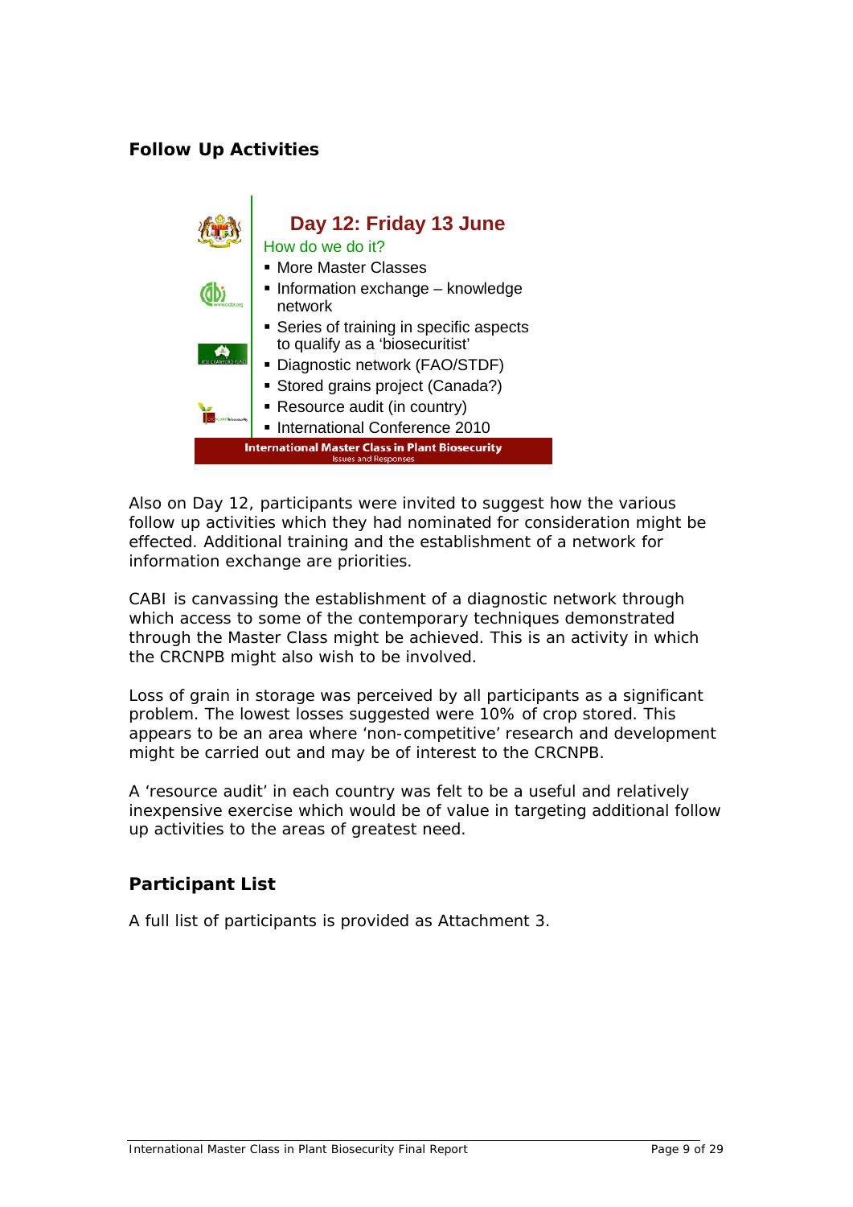## Follow Up Activities

**Day 12: Friday 13 June**

How do we do it?

- More Master Classes
- Information exchange – knowledge network
- Series of training in specific aspects to qualify as a 'biosecuritist'
- Diagnostic network (FAO/STDF)
- Stored grains project (Canada?)
- Resource audit (in country)
- International Conference 2010

International Master Class in Plant Biosecurity
Issues and Responses

Also on Day 12, participants were invited to suggest how the various follow up activities which they had nominated for consideration might be effected. Additional training and the establishment of a network for information exchange are priorities.

CABI is canvassing the establishment of a diagnostic network through which access to some of the contemporary techniques demonstrated through the Master Class might be achieved. This is an activity in which the CRCNPB might also wish to be involved.

Loss of grain in storage was perceived by all participants as a significant problem. The lowest losses suggested were 10% of crop stored. This appears to be an area where 'non-competitive' research and development might be carried out and may be of interest to the CRCNPB.

A 'resource audit' in each country was felt to be a useful and relatively inexpensive exercise which would be of value in targeting additional follow up activities to the areas of greatest need.

## Participant List

A full list of participants is provided as Attachment 3.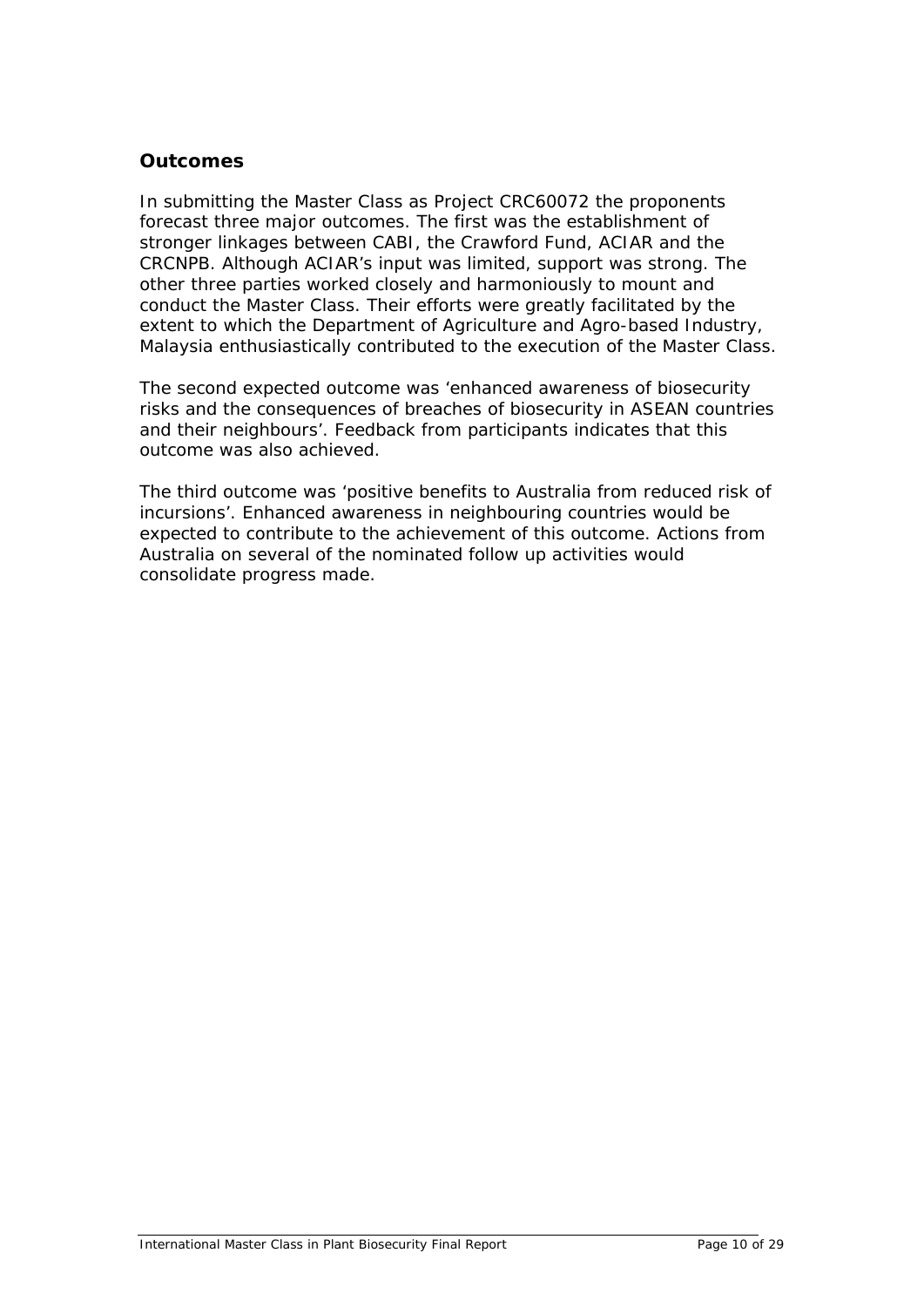## Outcomes

In submitting the Master Class as Project CRC60072 the proponents forecast three major outcomes. The first was the establishment of stronger linkages between CABI, the Crawford Fund, ACIAR and the CRCNPB. Although ACIAR's input was limited, support was strong. The other three parties worked closely and harmoniously to mount and conduct the Master Class. Their efforts were greatly facilitated by the extent to which the Department of Agriculture and Agro-based Industry, Malaysia enthusiastically contributed to the execution of the Master Class.

The second expected outcome was 'enhanced awareness of biosecurity risks and the consequences of breaches of biosecurity in ASEAN countries and their neighbours'. Feedback from participants indicates that this outcome was also achieved.

The third outcome was 'positive benefits to Australia from reduced risk of incursions'. Enhanced awareness in neighbouring countries would be expected to contribute to the achievement of this outcome. Actions from Australia on several of the nominated follow up activities would consolidate progress made.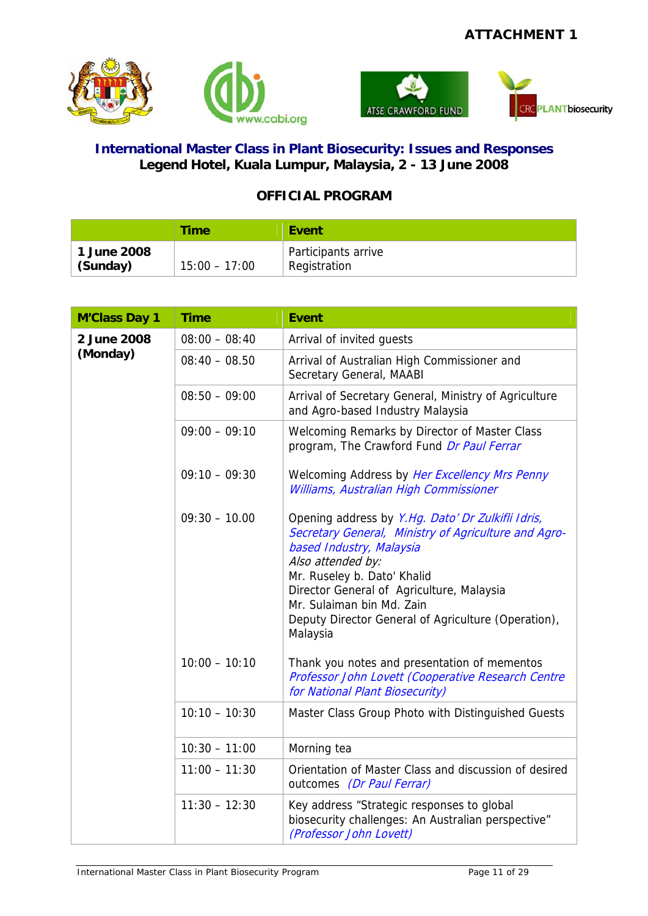**ATTACHMENT 1**

# International Master Class in Plant Biosecurity: Issues and Responses

**Legend Hotel, Kuala Lumpur, Malaysia, 2 - 13 June 2008**

## OFFICIAL PROGRAM

| | Time | Event |
|---|---|---|
| **1 June 2008 (Sunday)** | 15:00 – 17:00 | Participants arrive<br>Registration |

| M'Class Day 1 | Time | Event |
|---|---|---|
| **2 June 2008 (Monday)** | 08:00 – 08:40 | Arrival of invited guests |
| | 08:40 – 08.50 | Arrival of Australian High Commissioner and Secretary General, MAABI |
| | 08:50 – 09:00 | Arrival of Secretary General, Ministry of Agriculture and Agro-based Industry Malaysia |
| | 09:00 – 09:10 | Welcoming Remarks by Director of Master Class program, The Crawford Fund *Dr Paul Ferrar* |
| | 09:10 – 09:30 | Welcoming Address by *Her Excellency Mrs Penny Williams, Australian High Commissioner* |
| | 09:30 – 10.00 | Opening address by *Y.Hg. Dato' Dr Zulkifli Idris, Secretary General, Ministry of Agriculture and Agro-based Industry, Malaysia*<br>*Also attended by:*<br>Mr. Ruseley b. Dato' Khalid<br>Director General of Agriculture, Malaysia<br>Mr. Sulaiman bin Md. Zain<br>Deputy Director General of Agriculture (Operation), Malaysia |
| | 10:00 – 10:10 | Thank you notes and presentation of mementos *Professor John Lovett (Cooperative Research Centre for National Plant Biosecurity)* |
| | 10:10 – 10:30 | Master Class Group Photo with Distinguished Guests |
| | 10:30 – 11:00 | Morning tea |
| | 11:00 – 11:30 | Orientation of Master Class and discussion of desired outcomes *(Dr Paul Ferrar)* |
| | 11:30 – 12:30 | Key address "Strategic responses to global biosecurity challenges: An Australian perspective" *(Professor John Lovett)* |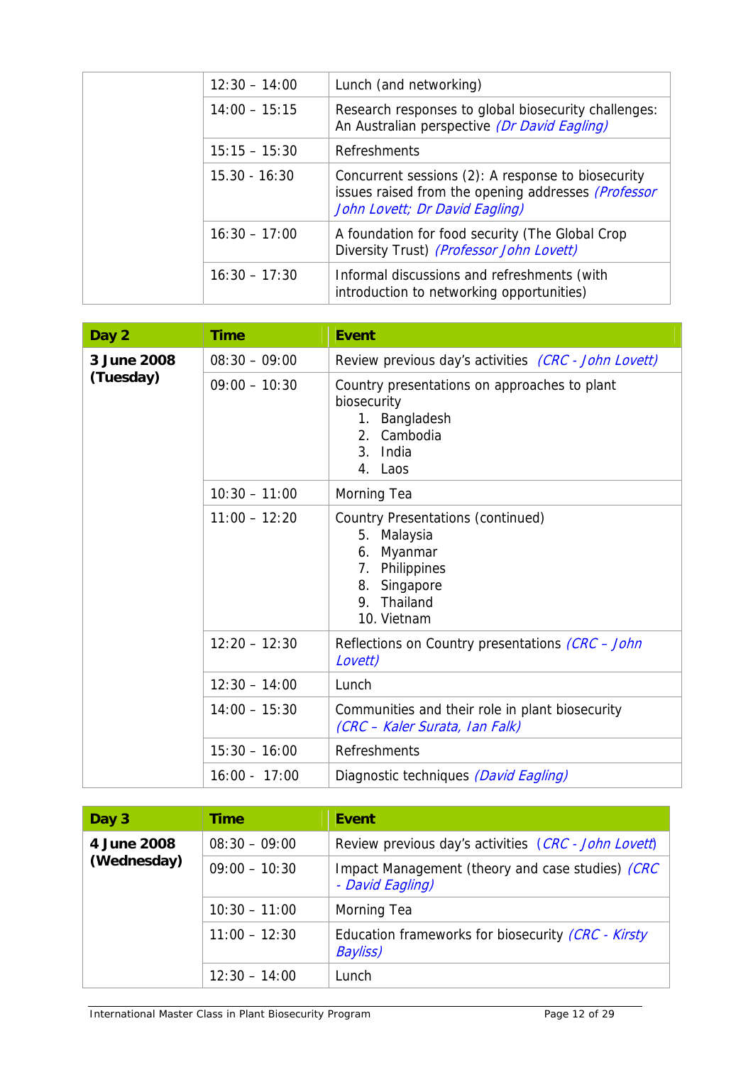| | | |
|---|---|---|
| | 12:30 – 14:00 | Lunch (and networking) |
| | 14:00 – 15:15 | Research responses to global biosecurity challenges: An Australian perspective *(Dr David Eagling)* |
| | 15:15 – 15:30 | Refreshments |
| | 15.30 - 16:30 | Concurrent sessions (2): A response to biosecurity issues raised from the opening addresses *(Professor John Lovett; Dr David Eagling)* |
| | 16:30 – 17:00 | A foundation for food security (The Global Crop Diversity Trust) *(Professor John Lovett)* |
| | 16:30 – 17:30 | Informal discussions and refreshments (with introduction to networking opportunities) |

| Day 2 | Time | Event |
|---|---|---|
| **3 June 2008 (Tuesday)** | 08:30 – 09:00 | Review previous day's activities *(CRC - John Lovett)* |
| | 09:00 – 10:30 | Country presentations on approaches to plant biosecurity<br>1. Bangladesh<br>2. Cambodia<br>3. India<br>4. Laos |
| | 10:30 – 11:00 | Morning Tea |
| | 11:00 – 12:20 | Country Presentations (continued)<br>5. Malaysia<br>6. Myanmar<br>7. Philippines<br>8. Singapore<br>9. Thailand<br>10. Vietnam |
| | 12:20 – 12:30 | Reflections on Country presentations *(CRC – John Lovett)* |
| | 12:30 – 14:00 | Lunch |
| | 14:00 – 15:30 | Communities and their role in plant biosecurity *(CRC – Kaler Surata, Ian Falk)* |
| | 15:30 – 16:00 | Refreshments |
| | 16:00 - 17:00 | Diagnostic techniques *(David Eagling)* |

| Day 3 | Time | Event |
|---|---|---|
| **4 June 2008 (Wednesday)** | 08:30 – 09:00 | Review previous day's activities (*CRC - John Lovett*) |
| | 09:00 – 10:30 | Impact Management (theory and case studies) *(CRC - David Eagling)* |
| | 10:30 – 11:00 | Morning Tea |
| | 11:00 – 12:30 | Education frameworks for biosecurity *(CRC - Kirsty Bayliss)* |
| | 12:30 – 14:00 | Lunch |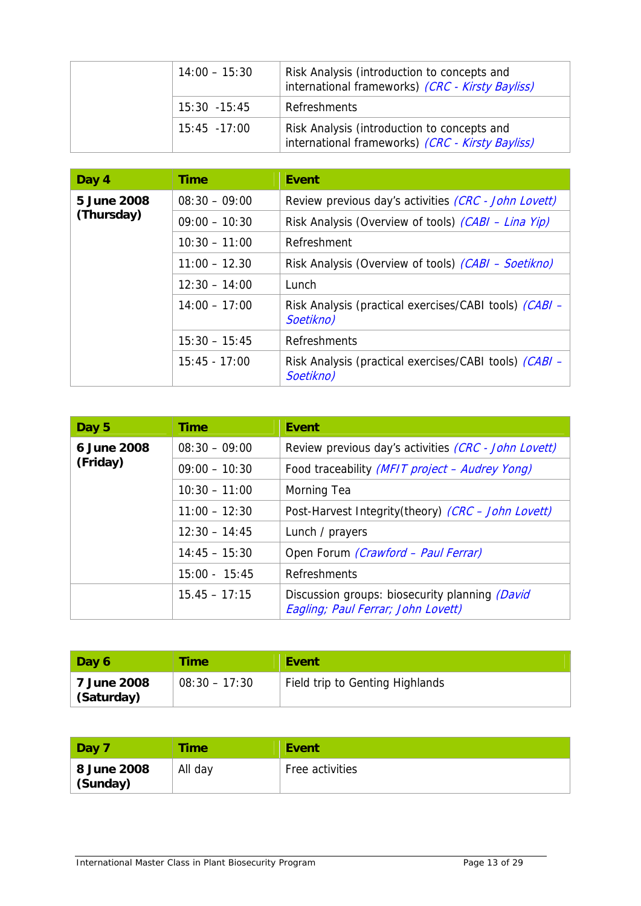| | | |
|---|---|---|
| | 14:00 – 15:30 | Risk Analysis (introduction to concepts and international frameworks) *(CRC - Kirsty Bayliss)* |
| | 15:30 -15:45 | Refreshments |
| | 15:45 -17:00 | Risk Analysis (introduction to concepts and international frameworks) *(CRC - Kirsty Bayliss)* |

| Day 4 | Time | Event |
|---|---|---|
| **5 June 2008 (Thursday)** | 08:30 – 09:00 | Review previous day's activities *(CRC - John Lovett)* |
| | 09:00 – 10:30 | Risk Analysis (Overview of tools) *(CABI – Lina Yip)* |
| | 10:30 – 11:00 | Refreshment |
| | 11:00 – 12.30 | Risk Analysis (Overview of tools) *(CABI – Soetikno)* |
| | 12:30 – 14:00 | Lunch |
| | 14:00 – 17:00 | Risk Analysis (practical exercises/CABI tools) *(CABI – Soetikno)* |
| | 15:30 – 15:45 | Refreshments |
| | 15:45 - 17:00 | Risk Analysis (practical exercises/CABI tools) *(CABI – Soetikno)* |

| Day 5 | Time | Event |
|---|---|---|
| **6 June 2008 (Friday)** | 08:30 – 09:00 | Review previous day's activities *(CRC - John Lovett)* |
| | 09:00 – 10:30 | Food traceability *(MFIT project – Audrey Yong)* |
| | 10:30 – 11:00 | Morning Tea |
| | 11:00 – 12:30 | Post-Harvest Integrity(theory) *(CRC – John Lovett)* |
| | 12:30 – 14:45 | Lunch / prayers |
| | 14:45 – 15:30 | Open Forum *(Crawford – Paul Ferrar)* |
| | 15:00 - 15:45 | Refreshments |
| | 15.45 – 17:15 | Discussion groups: biosecurity planning *(David Eagling; Paul Ferrar; John Lovett)* |

| Day 6 | Time | Event |
|---|---|---|
| **7 June 2008 (Saturday)** | 08:30 – 17:30 | Field trip to Genting Highlands |

| Day 7 | Time | Event |
|---|---|---|
| **8 June 2008 (Sunday)** | All day | Free activities |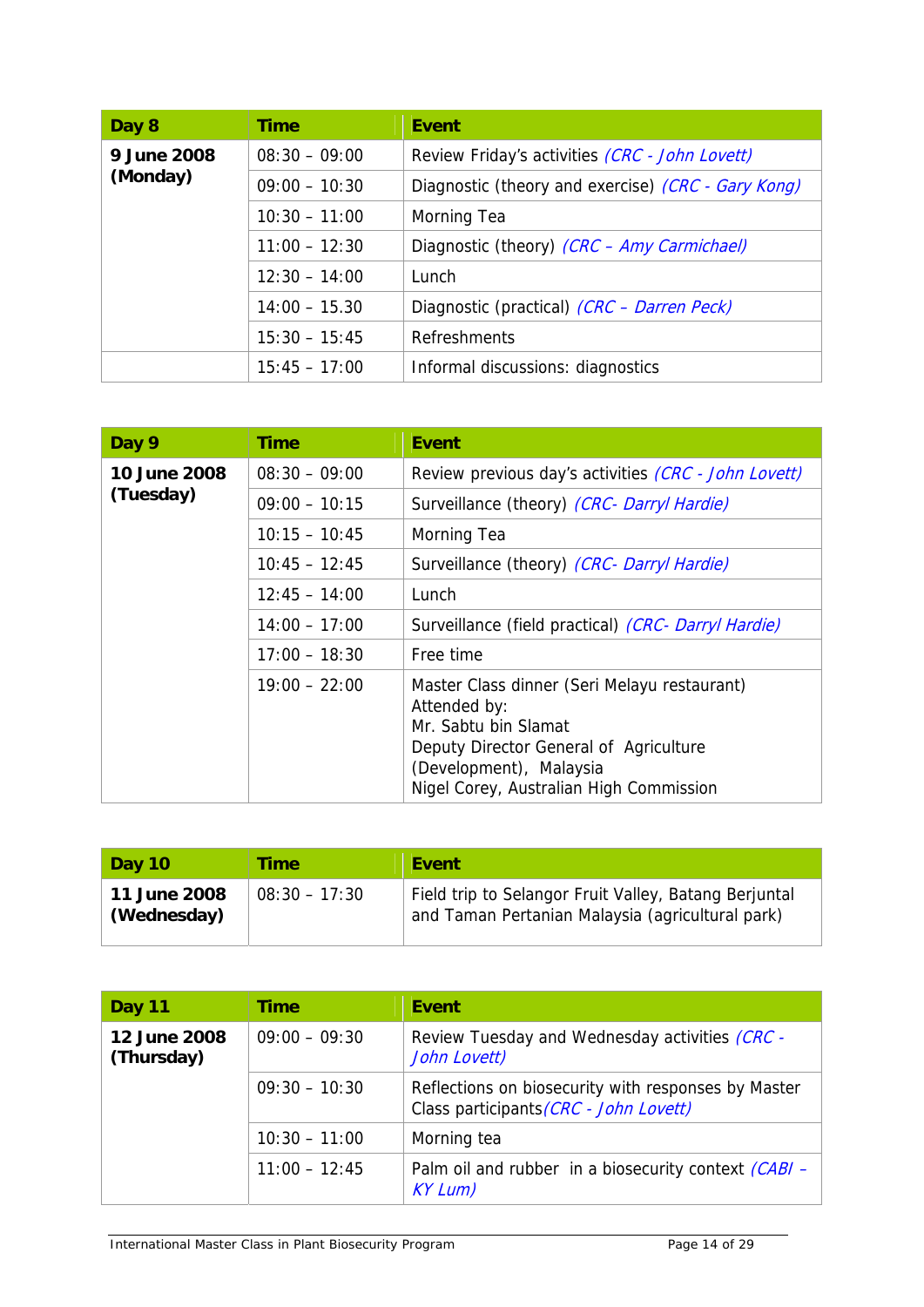| Day 8 | Time | Event |
|---|---|---|
| **9 June 2008 (Monday)** | 08:30 – 09:00 | Review Friday's activities *(CRC - John Lovett)* |
| | 09:00 – 10:30 | Diagnostic (theory and exercise) *(CRC - Gary Kong)* |
| | 10:30 – 11:00 | Morning Tea |
| | 11:00 – 12:30 | Diagnostic (theory) *(CRC – Amy Carmichael)* |
| | 12:30 – 14:00 | Lunch |
| | 14:00 – 15.30 | Diagnostic (practical) *(CRC – Darren Peck)* |
| | 15:30 – 15:45 | Refreshments |
| | 15:45 – 17:00 | Informal discussions: diagnostics |

| Day 9 | Time | Event |
|---|---|---|
| **10 June 2008 (Tuesday)** | 08:30 – 09:00 | Review previous day's activities *(CRC - John Lovett)* |
| | 09:00 – 10:15 | Surveillance (theory) *(CRC- Darryl Hardie)* |
| | 10:15 – 10:45 | Morning Tea |
| | 10:45 – 12:45 | Surveillance (theory) *(CRC- Darryl Hardie)* |
| | 12:45 – 14:00 | Lunch |
| | 14:00 – 17:00 | Surveillance (field practical) *(CRC- Darryl Hardie)* |
| | 17:00 – 18:30 | Free time |
| | 19:00 – 22:00 | Master Class dinner (Seri Melayu restaurant)<br>Attended by:<br>Mr. Sabtu bin Slamat<br>Deputy Director General of Agriculture (Development), Malaysia<br>Nigel Corey, Australian High Commission |

| Day 10 | Time | Event |
|---|---|---|
| **11 June 2008 (Wednesday)** | 08:30 – 17:30 | Field trip to Selangor Fruit Valley, Batang Berjuntal and Taman Pertanian Malaysia (agricultural park) |

| Day 11 | Time | Event |
|---|---|---|
| **12 June 2008 (Thursday)** | 09:00 – 09:30 | Review Tuesday and Wednesday activities *(CRC - John Lovett)* |
| | 09:30 – 10:30 | Reflections on biosecurity with responses by Master Class participants *(CRC - John Lovett)* |
| | 10:30 – 11:00 | Morning tea |
| | 11:00 – 12:45 | Palm oil and rubber in a biosecurity context *(CABI – KY Lum)* |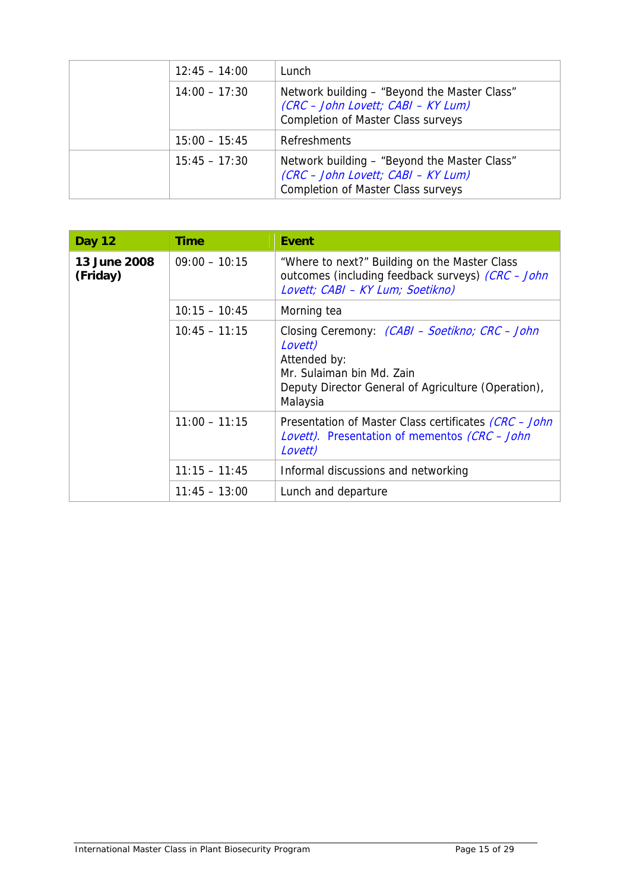| | | |
|---|---|---|
| | 12:45 – 14:00 | Lunch |
| | 14:00 – 17:30 | Network building – "Beyond the Master Class" *(CRC – John Lovett; CABI – KY Lum)* Completion of Master Class surveys |
| | 15:00 – 15:45 | Refreshments |
| | 15:45 – 17:30 | Network building – "Beyond the Master Class" *(CRC – John Lovett; CABI – KY Lum)* Completion of Master Class surveys |

| **Day 12** | **Time** | **Event** |
|---|---|---|
| **13 June 2008 (Friday)** | 09:00 – 10:15 | "Where to next?" Building on the Master Class outcomes (including feedback surveys) *(CRC – John Lovett; CABI – KY Lum; Soetikno)* |
| | 10:15 – 10:45 | Morning tea |
| | 10:45 – 11:15 | Closing Ceremony: *(CABI – Soetikno; CRC – John Lovett)* Attended by: Mr. Sulaiman bin Md. Zain Deputy Director General of Agriculture (Operation), Malaysia |
| | 11:00 – 11:15 | Presentation of Master Class certificates *(CRC – John Lovett).* Presentation of mementos *(CRC – John Lovett)* |
| | 11:15 – 11:45 | Informal discussions and networking |
| | 11:45 – 13:00 | Lunch and departure |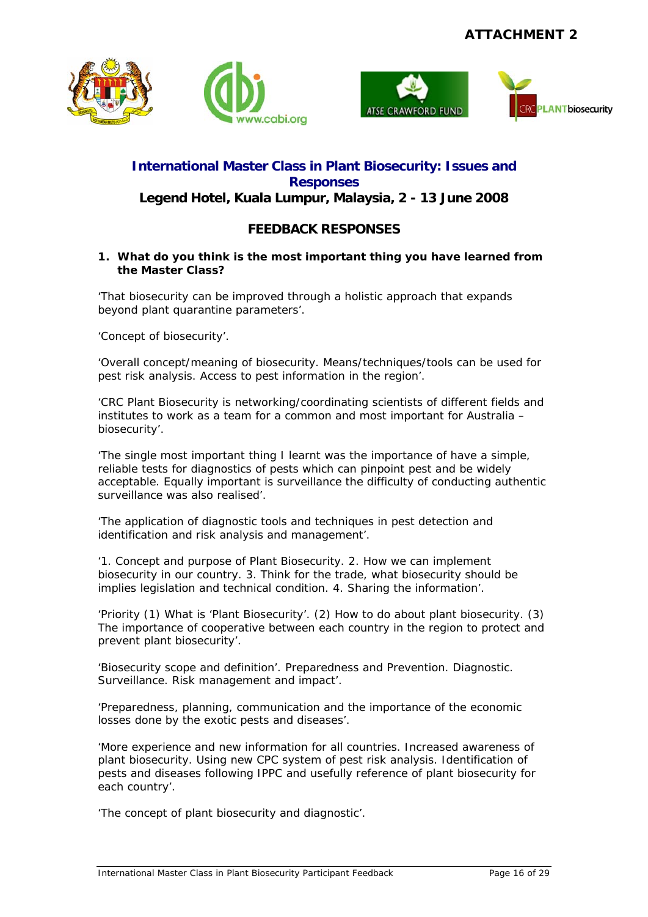**ATTACHMENT 2**

## International Master Class in Plant Biosecurity: Issues and Responses

**Legend Hotel, Kuala Lumpur, Malaysia, 2 - 13 June 2008**

### FEEDBACK RESPONSES

1. **What do you think is the most important thing you have learned from the Master Class?**

'That biosecurity can be improved through a holistic approach that expands beyond plant quarantine parameters'.

'Concept of biosecurity'.

'Overall concept/meaning of biosecurity. Means/techniques/tools can be used for pest risk analysis. Access to pest information in the region'.

'CRC Plant Biosecurity is networking/coordinating scientists of different fields and institutes to work as a team for a common and most important for Australia – biosecurity'.

'The single most important thing I learnt was the importance of have a simple, reliable tests for diagnostics of pests which can pinpoint pest and be widely acceptable. Equally important is surveillance the difficulty of conducting authentic surveillance was also realised'.

'The application of diagnostic tools and techniques in pest detection and identification and risk analysis and management'.

'1. Concept and purpose of Plant Biosecurity. 2. How we can implement biosecurity in our country. 3. Think for the trade, what biosecurity should be implies legislation and technical condition. 4. Sharing the information'.

'Priority (1) What is 'Plant Biosecurity'. (2) How to do about plant biosecurity. (3) The importance of cooperative between each country in the region to protect and prevent plant biosecurity'.

'Biosecurity scope and definition'. Preparedness and Prevention. Diagnostic. Surveillance. Risk management and impact'.

'Preparedness, planning, communication and the importance of the economic losses done by the exotic pests and diseases'.

'More experience and new information for all countries. Increased awareness of plant biosecurity. Using new CPC system of pest risk analysis. Identification of pests and diseases following IPPC and usefully reference of plant biosecurity for each country'.

'The concept of plant biosecurity and diagnostic'.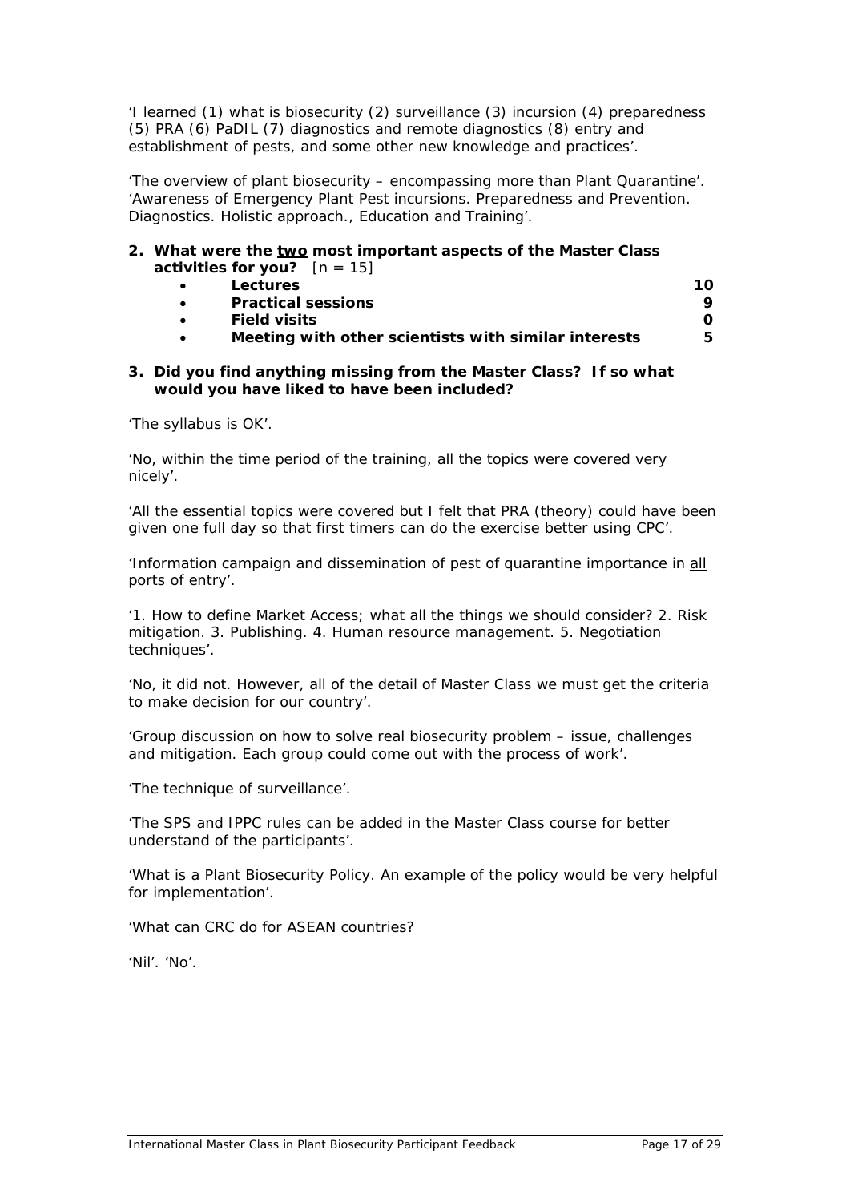'I learned (1) what is biosecurity (2) surveillance (3) incursion (4) preparedness (5) PRA (6) PaDIL (7) diagnostics and remote diagnostics (8) entry and establishment of pests, and some other new knowledge and practices'.

'The overview of plant biosecurity – encompassing more than Plant Quarantine'. 'Awareness of Emergency Plant Pest incursions. Preparedness and Prevention. Diagnostics. Holistic approach., Education and Training'.

**2. What were the two most important aspects of the Master Class activities for you?** [n = 15]

- **Lectures** **10**
- **Practical sessions** **9**
- **Field visits** **0**
- **Meeting with other scientists with similar interests** **5**

**3. Did you find anything missing from the Master Class? If so what would you have liked to have been included?**

'The syllabus is OK'.

'No, within the time period of the training, all the topics were covered very nicely'.

'All the essential topics were covered but I felt that PRA (theory) could have been given one full day so that first timers can do the exercise better using CPC'.

'Information campaign and dissemination of pest of quarantine importance in all ports of entry'.

'1. How to define Market Access; what all the things we should consider? 2. Risk mitigation. 3. Publishing. 4. Human resource management. 5. Negotiation techniques'.

'No, it did not. However, all of the detail of Master Class we must get the criteria to make decision for our country'.

'Group discussion on how to solve real biosecurity problem – issue, challenges and mitigation. Each group could come out with the process of work'.

'The technique of surveillance'.

'The SPS and IPPC rules can be added in the Master Class course for better understand of the participants'.

'What is a Plant Biosecurity Policy. An example of the policy would be very helpful for implementation'.

'What can CRC do for ASEAN countries?

'Nil'. 'No'.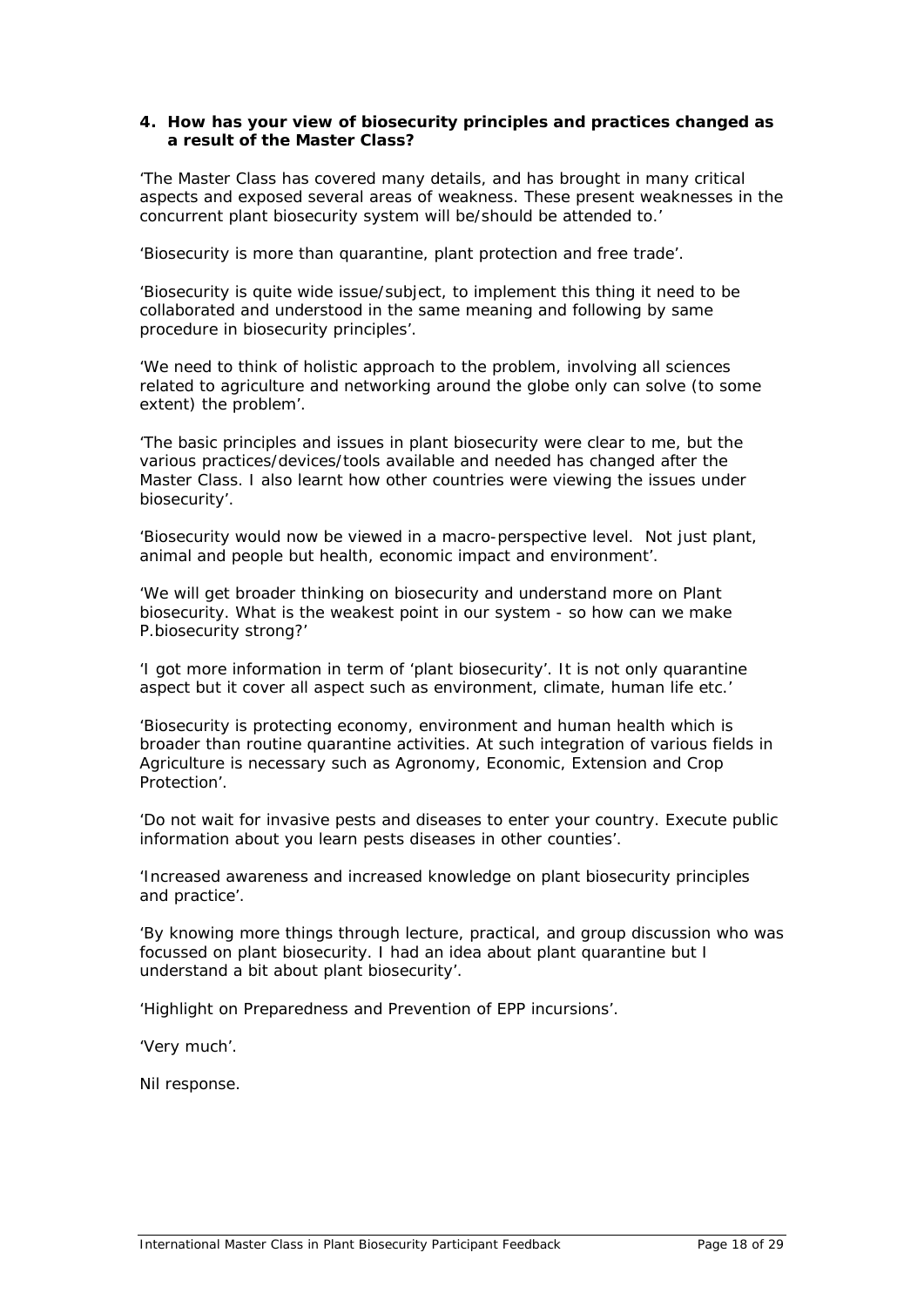**4. How has your view of biosecurity principles and practices changed as a result of the Master Class?**

'The Master Class has covered many details, and has brought in many critical aspects and exposed several areas of weakness. These present weaknesses in the concurrent plant biosecurity system will be/should be attended to.'

'Biosecurity is more than quarantine, plant protection and free trade'.

'Biosecurity is quite wide issue/subject, to implement this thing it need to be collaborated and understood in the same meaning and following by same procedure in biosecurity principles'.

'We need to think of holistic approach to the problem, involving all sciences related to agriculture and networking around the globe only can solve (to some extent) the problem'.

'The basic principles and issues in plant biosecurity were clear to me, but the various practices/devices/tools available and needed has changed after the Master Class. I also learnt how other countries were viewing the issues under biosecurity'.

'Biosecurity would now be viewed in a macro-perspective level. Not just plant, animal and people but health, economic impact and environment'.

'We will get broader thinking on biosecurity and understand more on Plant biosecurity. What is the weakest point in our system - so how can we make P.biosecurity strong?'

'I got more information in term of 'plant biosecurity'. It is not only quarantine aspect but it cover all aspect such as environment, climate, human life etc.'

'Biosecurity is protecting economy, environment and human health which is broader than routine quarantine activities. At such integration of various fields in Agriculture is necessary such as Agronomy, Economic, Extension and Crop Protection'.

'Do not wait for invasive pests and diseases to enter your country. Execute public information about you learn pests diseases in other counties'.

'Increased awareness and increased knowledge on plant biosecurity principles and practice'.

'By knowing more things through lecture, practical, and group discussion who was focussed on plant biosecurity. I had an idea about plant quarantine but I understand a bit about plant biosecurity'.

'Highlight on Preparedness and Prevention of EPP incursions'.

'Very much'.

Nil response.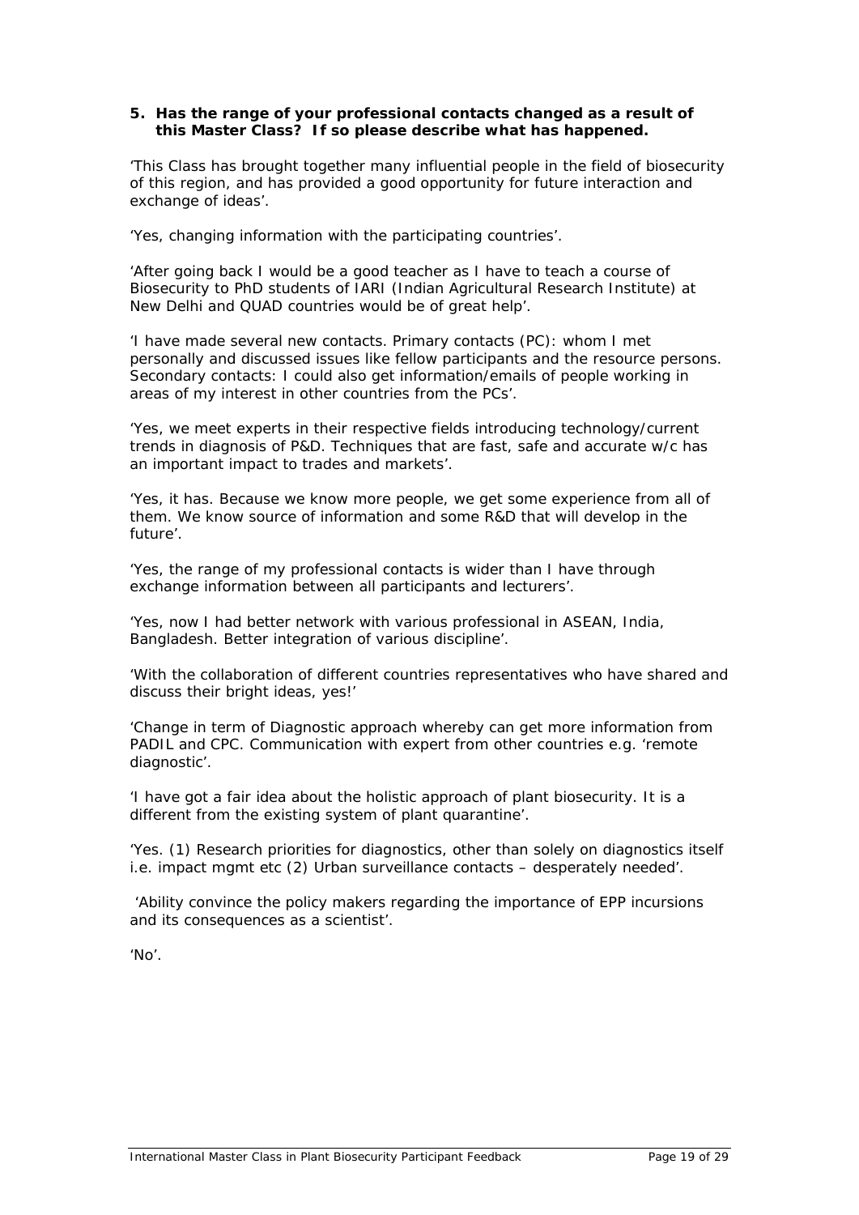**5. Has the range of your professional contacts changed as a result of this Master Class? If so please describe what has happened.**

*'This Class has brought together many influential people in the field of biosecurity of this region, and has provided a good opportunity for future interaction and exchange of ideas'.*

*'Yes, changing information with the participating countries'.*

*'After going back I would be a good teacher as I have to teach a course of Biosecurity to PhD students of IARI (Indian Agricultural Research Institute) at New Delhi and QUAD countries would be of great help'.*

*'I have made several new contacts. Primary contacts (PC): whom I met personally and discussed issues like fellow participants and the resource persons. Secondary contacts: I could also get information/emails of people working in areas of my interest in other countries from the PCs'.*

*'Yes, we meet experts in their respective fields introducing technology/current trends in diagnosis of P&D. Techniques that are fast, safe and accurate w/c has an important impact to trades and markets'.*

*'Yes, it has. Because we know more people, we get some experience from all of them. We know source of information and some R&D that will develop in the future'.*

*'Yes, the range of my professional contacts is wider than I have through exchange information between all participants and lecturers'.*

*'Yes, now I had better network with various professional in ASEAN, India, Bangladesh. Better integration of various discipline'.*

*'With the collaboration of different countries representatives who have shared and discuss their bright ideas, yes!'*

*'Change in term of Diagnostic approach whereby can get more information from PADIL and CPC. Communication with expert from other countries e.g. 'remote diagnostic'.*

*'I have got a fair idea about the holistic approach of plant biosecurity. It is a different from the existing system of plant quarantine'.*

*'Yes. (1) Research priorities for diagnostics, other than solely on diagnostics itself i.e. impact mgmt etc (2) Urban surveillance contacts – desperately needed'.*

*'Ability convince the policy makers regarding the importance of EPP incursions and its consequences as a scientist'.*

*'No'.*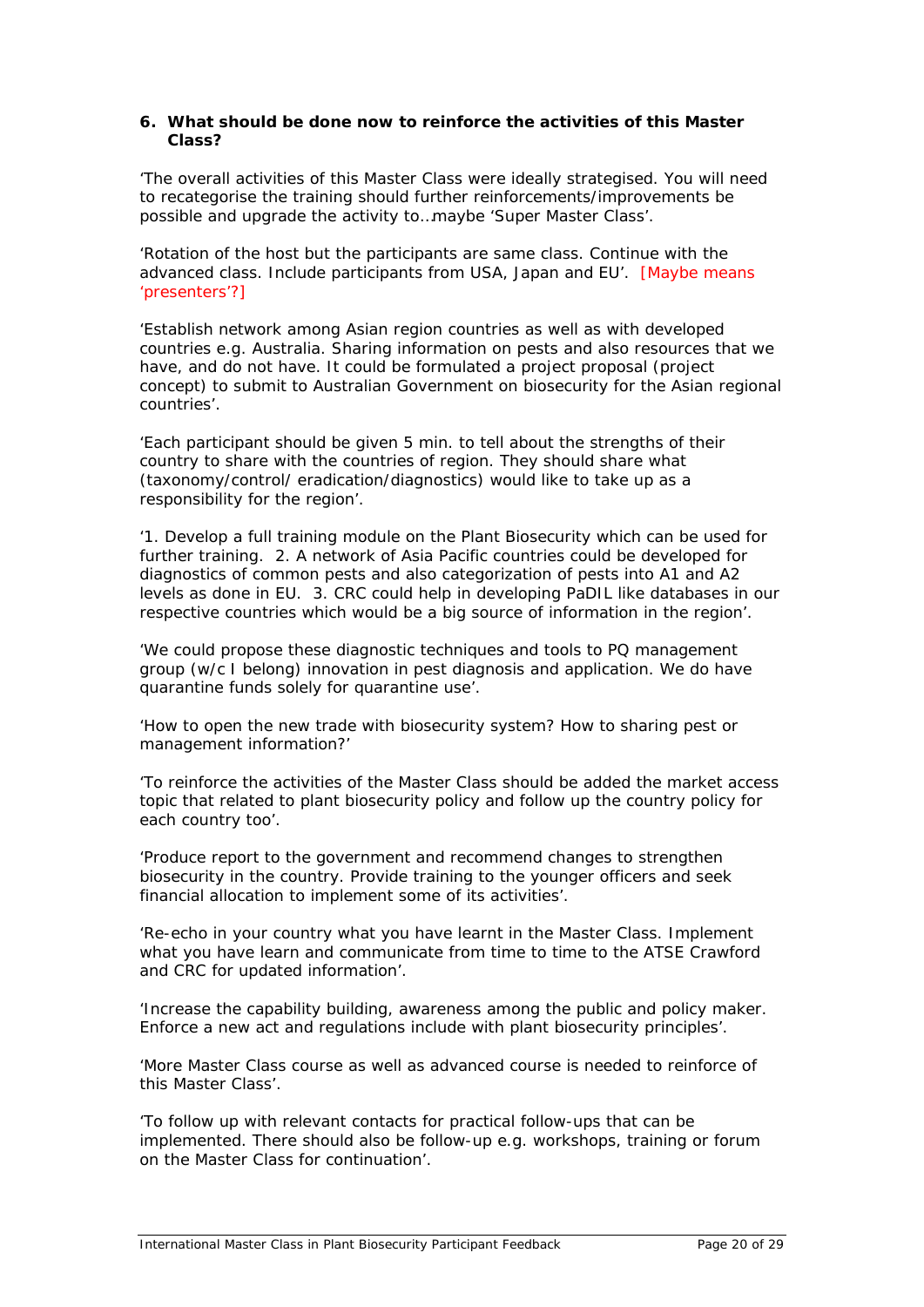**6. What should be done now to reinforce the activities of this Master Class?**

'The overall activities of this Master Class were ideally strategised. You will need to recategorise the training should further reinforcements/improvements be possible and upgrade the activity to…maybe 'Super Master Class'.

'Rotation of the host but the participants are same class. Continue with the advanced class. Include participants from USA, Japan and EU'. [Maybe means 'presenters'?]

'Establish network among Asian region countries as well as with developed countries e.g. Australia. Sharing information on pests and also resources that we have, and do not have. It could be formulated a project proposal (project concept) to submit to Australian Government on biosecurity for the Asian regional countries'.

'Each participant should be given 5 min. to tell about the strengths of their country to share with the countries of region. They should share what (taxonomy/control/ eradication/diagnostics) would like to take up as a responsibility for the region'.

'1. Develop a full training module on the Plant Biosecurity which can be used for further training. 2. A network of Asia Pacific countries could be developed for diagnostics of common pests and also categorization of pests into A1 and A2 levels as done in EU. 3. CRC could help in developing PaDIL like databases in our respective countries which would be a big source of information in the region'.

'We could propose these diagnostic techniques and tools to PQ management group (w/c I belong) innovation in pest diagnosis and application. We do have quarantine funds solely for quarantine use'.

'How to open the new trade with biosecurity system? How to sharing pest or management information?'

'To reinforce the activities of the Master Class should be added the market access topic that related to plant biosecurity policy and follow up the country policy for each country too'.

'Produce report to the government and recommend changes to strengthen biosecurity in the country. Provide training to the younger officers and seek financial allocation to implement some of its activities'.

'Re-echo in your country what you have learnt in the Master Class. Implement what you have learn and communicate from time to time to the ATSE Crawford and CRC for updated information'.

'Increase the capability building, awareness among the public and policy maker. Enforce a new act and regulations include with plant biosecurity principles'.

'More Master Class course as well as advanced course is needed to reinforce of this Master Class'.

'To follow up with relevant contacts for practical follow-ups that can be implemented. There should also be follow-up e.g. workshops, training or forum on the Master Class for continuation'.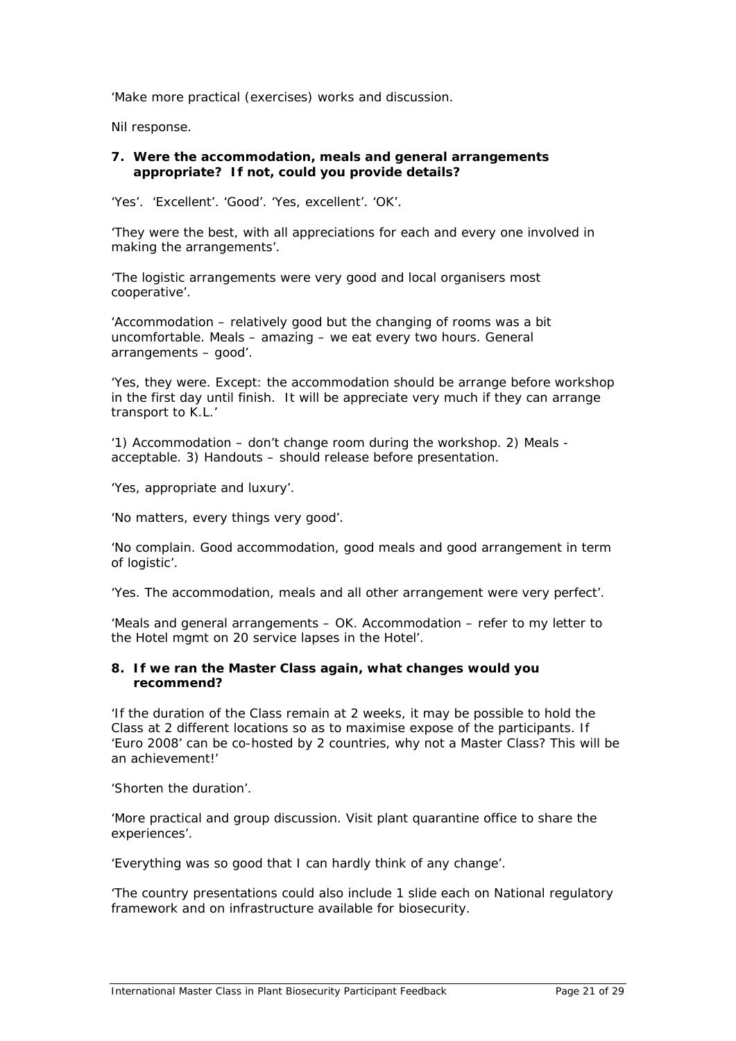'Make more practical (exercises) works and discussion.

Nil response.

**7. Were the accommodation, meals and general arrangements appropriate? If not, could you provide details?**

'Yes'. 'Excellent'. 'Good'. 'Yes, excellent'. 'OK'.

'They were the best, with all appreciations for each and every one involved in making the arrangements'.

'The logistic arrangements were very good and local organisers most cooperative'.

'Accommodation – relatively good but the changing of rooms was a bit uncomfortable. Meals – amazing – we eat every two hours. General arrangements – good'.

'Yes, they were. Except: the accommodation should be arrange before workshop in the first day until finish. It will be appreciate very much if they can arrange transport to K.L.'

'1) Accommodation – don't change room during the workshop. 2) Meals - acceptable. 3) Handouts – should release before presentation.

'Yes, appropriate and luxury'.

'No matters, every things very good'.

'No complain. Good accommodation, good meals and good arrangement in term of logistic'.

'Yes. The accommodation, meals and all other arrangement were very perfect'.

'Meals and general arrangements – OK. Accommodation – refer to my letter to the Hotel mgmt on 20 service lapses in the Hotel'.

**8. If we ran the Master Class again, what changes would you recommend?**

'If the duration of the Class remain at 2 weeks, it may be possible to hold the Class at 2 different locations so as to maximise expose of the participants. If 'Euro 2008' can be co-hosted by 2 countries, why not a Master Class? This will be an achievement!'

'Shorten the duration'.

'More practical and group discussion. Visit plant quarantine office to share the experiences'.

'Everything was so good that I can hardly think of any change'.

'The country presentations could also include 1 slide each on National regulatory framework and on infrastructure available for biosecurity.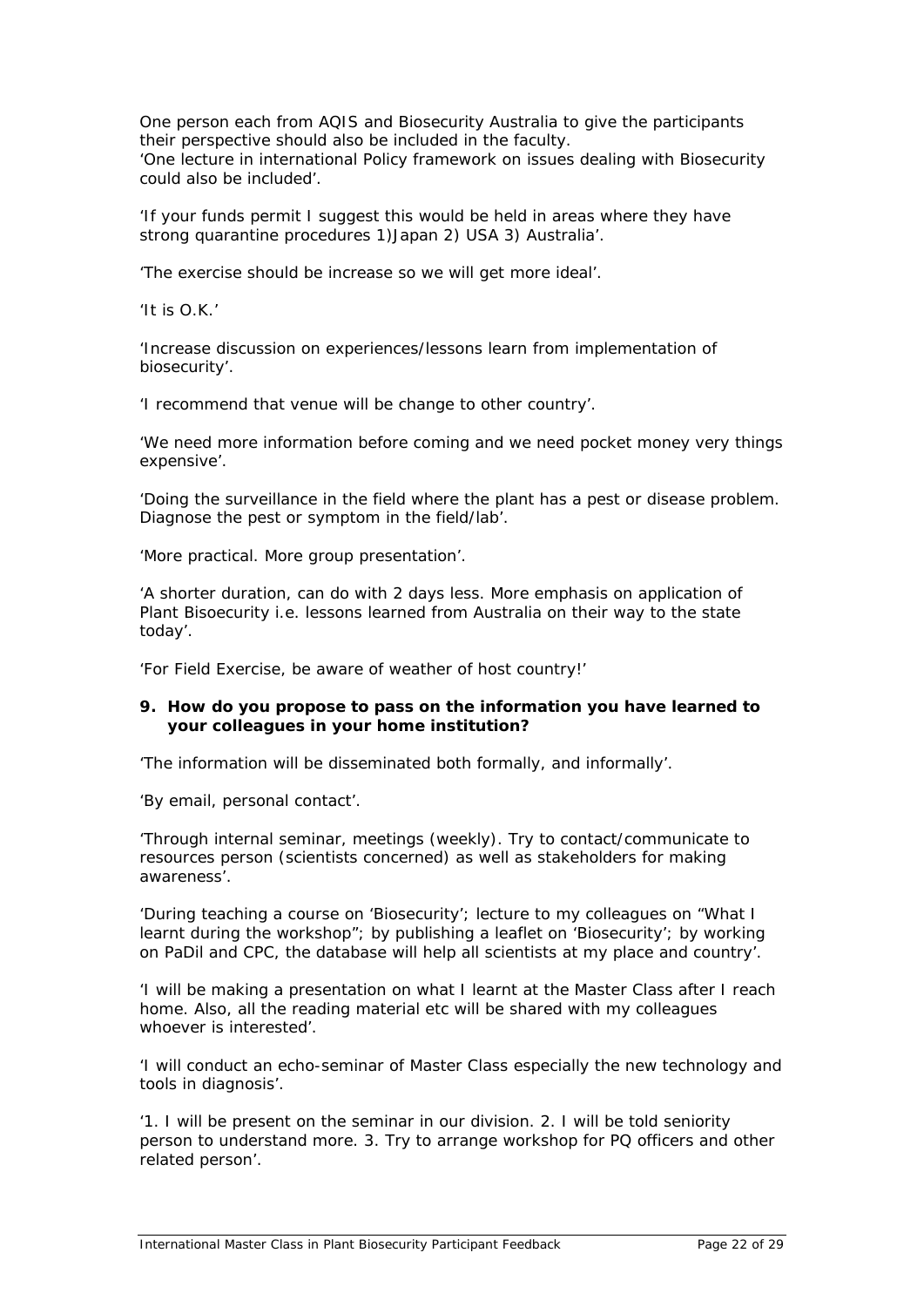One person each from AQIS and Biosecurity Australia to give the participants their perspective should also be included in the faculty.
'One lecture in international Policy framework on issues dealing with Biosecurity could also be included'.

'If your funds permit I suggest this would be held in areas where they have strong quarantine procedures 1)Japan 2) USA 3) Australia'.

'The exercise should be increase so we will get more ideal'.

'It is O.K.'

'Increase discussion on experiences/lessons learn from implementation of biosecurity'.

'I recommend that venue will be change to other country'.

'We need more information before coming and we need pocket money very things expensive'.

'Doing the surveillance in the field where the plant has a pest or disease problem. Diagnose the pest or symptom in the field/lab'.

'More practical. More group presentation'.

'A shorter duration, can do with 2 days less. More emphasis on application of Plant Bisoecurity i.e. lessons learned from Australia on their way to the state today'.

'For Field Exercise, be aware of weather of host country!'

**9. How do you propose to pass on the information you have learned to your colleagues in your home institution?**

'The information will be disseminated both formally, and informally'.

'By email, personal contact'.

'Through internal seminar, meetings (weekly). Try to contact/communicate to resources person (scientists concerned) as well as stakeholders for making awareness'.

'During teaching a course on 'Biosecurity'; lecture to my colleagues on "What I learnt during the workshop"; by publishing a leaflet on 'Biosecurity'; by working on PaDil and CPC, the database will help all scientists at my place and country'.

'I will be making a presentation on what I learnt at the Master Class after I reach home. Also, all the reading material etc will be shared with my colleagues whoever is interested'.

'I will conduct an echo-seminar of Master Class especially the new technology and tools in diagnosis'.

'1. I will be present on the seminar in our division. 2. I will be told seniority person to understand more. 3. Try to arrange workshop for PQ officers and other related person'.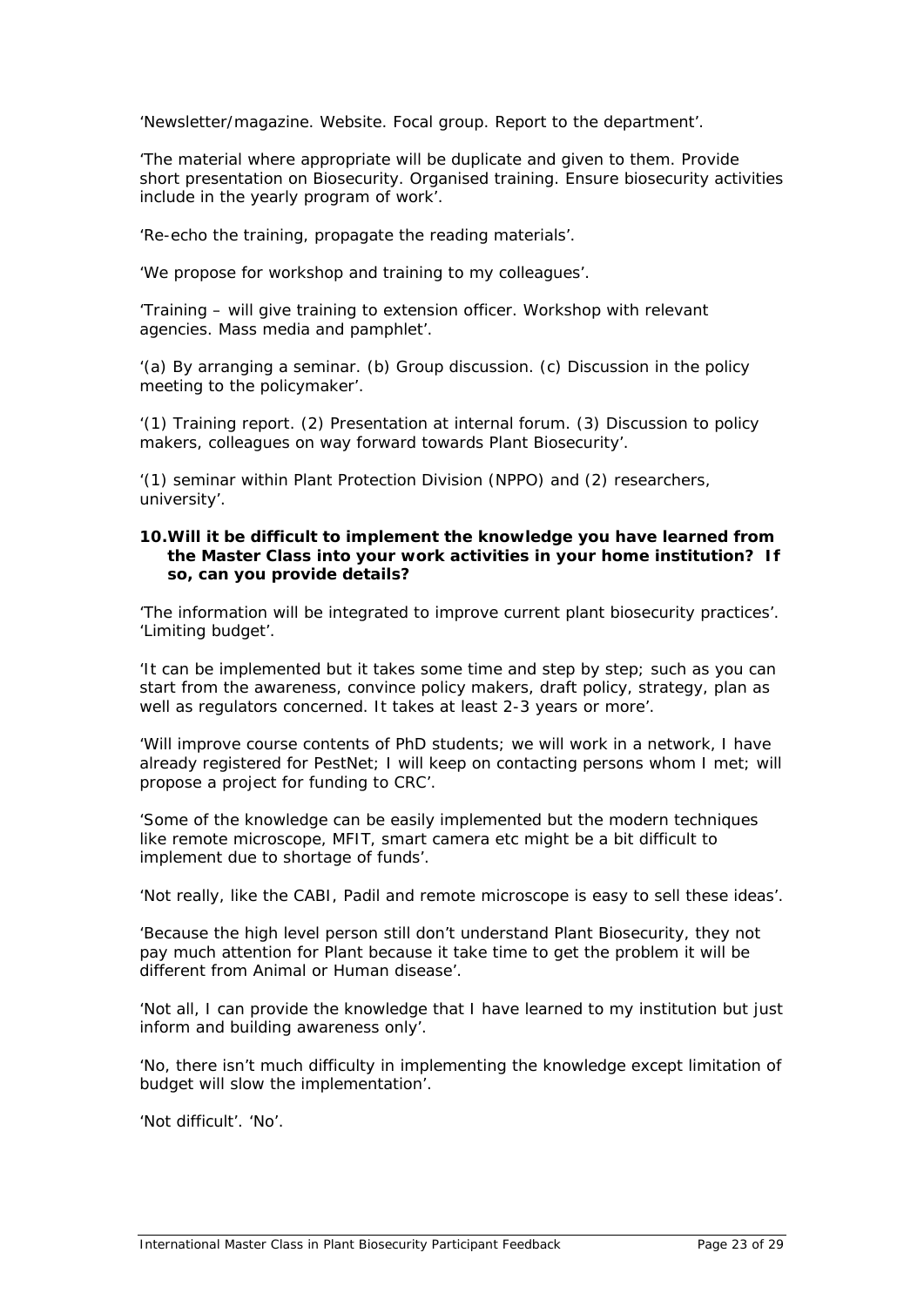*'Newsletter/magazine. Website. Focal group. Report to the department'.*

*'The material where appropriate will be duplicate and given to them. Provide short presentation on Biosecurity. Organised training. Ensure biosecurity activities include in the yearly program of work'.*

*'Re-echo the training, propagate the reading materials'.*

*'We propose for workshop and training to my colleagues'.*

*'Training – will give training to extension officer. Workshop with relevant agencies. Mass media and pamphlet'.*

*'(a) By arranging a seminar. (b) Group discussion. (c) Discussion in the policy meeting to the policymaker'.*

*'(1) Training report. (2) Presentation at internal forum. (3) Discussion to policy makers, colleagues on way forward towards Plant Biosecurity'.*

*'(1) seminar within Plant Protection Division (NPPO) and (2) researchers, university'.*

**10. Will it be difficult to implement the knowledge you have learned from the Master Class into your work activities in your home institution? If so, can you provide details?**

*'The information will be integrated to improve current plant biosecurity practices'. 'Limiting budget'.*

*'It can be implemented but it takes some time and step by step; such as you can start from the awareness, convince policy makers, draft policy, strategy, plan as well as regulators concerned. It takes at least 2-3 years or more'.*

*'Will improve course contents of PhD students; we will work in a network, I have already registered for PestNet; I will keep on contacting persons whom I met; will propose a project for funding to CRC'.*

*'Some of the knowledge can be easily implemented but the modern techniques like remote microscope, MFIT, smart camera etc might be a bit difficult to implement due to shortage of funds'.*

*'Not really, like the CABI, Padil and remote microscope is easy to sell these ideas'.*

*'Because the high level person still don't understand Plant Biosecurity, they not pay much attention for Plant because it take time to get the problem it will be different from Animal or Human disease'.*

*'Not all, I can provide the knowledge that I have learned to my institution but just inform and building awareness only'.*

*'No, there isn't much difficulty in implementing the knowledge except limitation of budget will slow the implementation'.*

*'Not difficult'. 'No'.*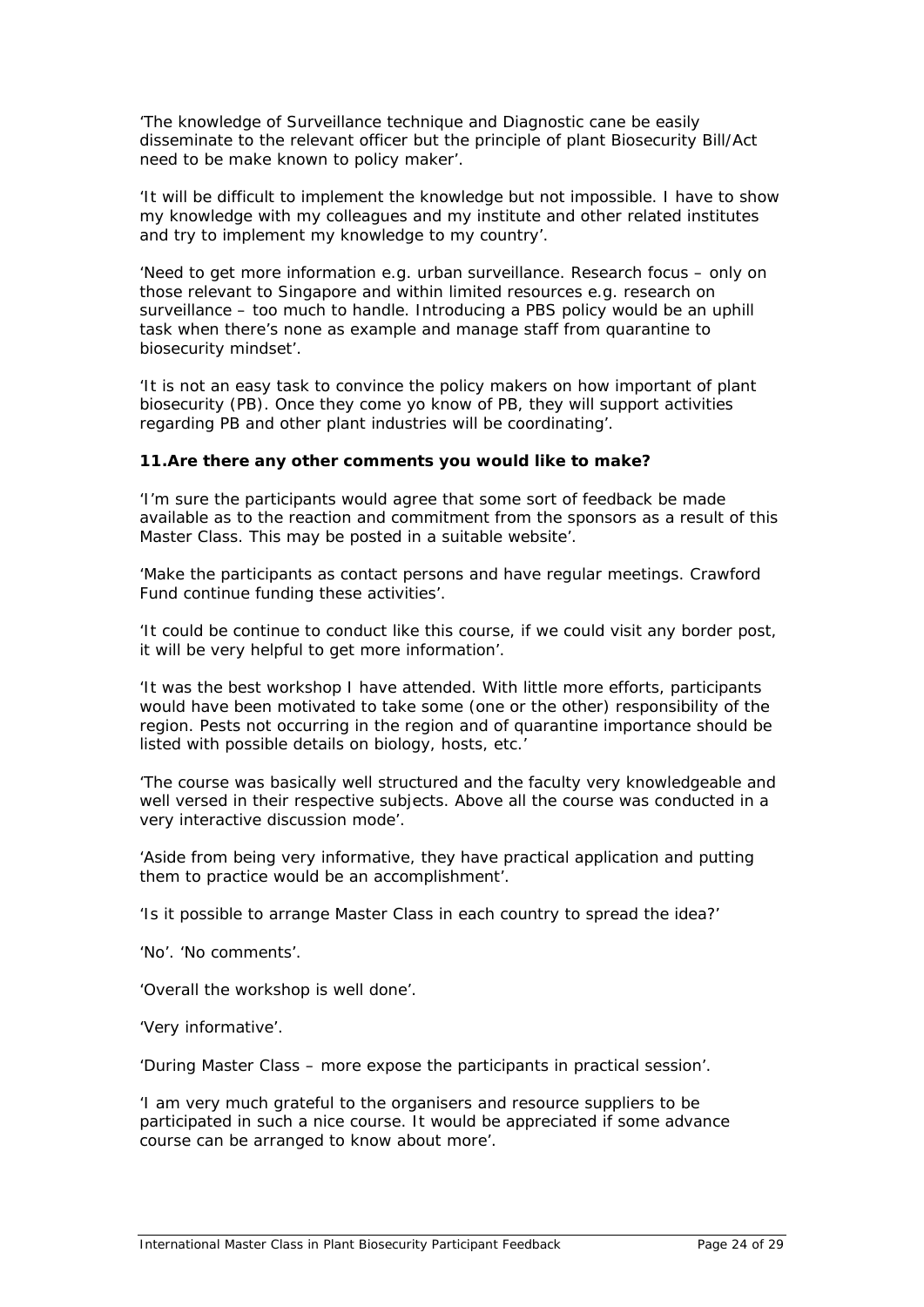'The knowledge of Surveillance technique and Diagnostic cane be easily disseminate to the relevant officer but the principle of plant Biosecurity Bill/Act need to be make known to policy maker'.

'It will be difficult to implement the knowledge but not impossible. I have to show my knowledge with my colleagues and my institute and other related institutes and try to implement my knowledge to my country'.

'Need to get more information e.g. urban surveillance. Research focus – only on those relevant to Singapore and within limited resources e.g. research on surveillance – too much to handle. Introducing a PBS policy would be an uphill task when there's none as example and manage staff from quarantine to biosecurity mindset'.

'It is not an easy task to convince the policy makers on how important of plant biosecurity (PB). Once they come yo know of PB, they will support activities regarding PB and other plant industries will be coordinating'.

**11. Are there any other comments you would like to make?**

'I'm sure the participants would agree that some sort of feedback be made available as to the reaction and commitment from the sponsors as a result of this Master Class. This may be posted in a suitable website'.

'Make the participants as contact persons and have regular meetings. Crawford Fund continue funding these activities'.

'It could be continue to conduct like this course, if we could visit any border post, it will be very helpful to get more information'.

'It was the best workshop I have attended. With little more efforts, participants would have been motivated to take some (one or the other) responsibility of the region. Pests not occurring in the region and of quarantine importance should be listed with possible details on biology, hosts, etc.'

'The course was basically well structured and the faculty very knowledgeable and well versed in their respective subjects. Above all the course was conducted in a very interactive discussion mode'.

'Aside from being very informative, they have practical application and putting them to practice would be an accomplishment'.

'Is it possible to arrange Master Class in each country to spread the idea?'

'No'. 'No comments'.

'Overall the workshop is well done'.

'Very informative'.

'During Master Class – more expose the participants in practical session'.

'I am very much grateful to the organisers and resource suppliers to be participated in such a nice course. It would be appreciated if some advance course can be arranged to know about more'.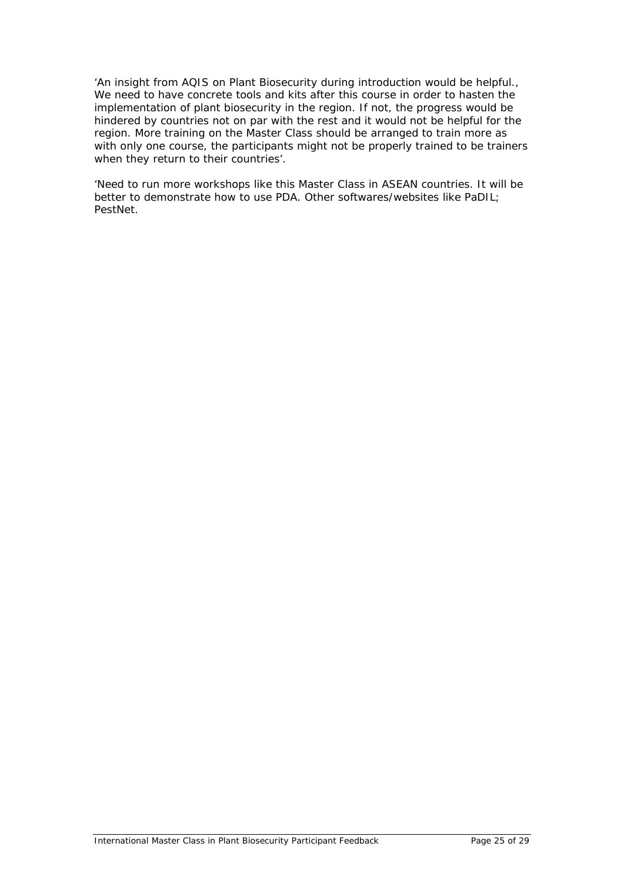'An insight from AQIS on Plant Biosecurity during introduction would be helpful., We need to have concrete tools and kits after this course in order to hasten the implementation of plant biosecurity in the region. If not, the progress would be hindered by countries not on par with the rest and it would not be helpful for the region. More training on the Master Class should be arranged to train more as with only one course, the participants might not be properly trained to be trainers when they return to their countries'.

'Need to run more workshops like this Master Class in ASEAN countries. It will be better to demonstrate how to use PDA. Other softwares/websites like PaDIL; PestNet.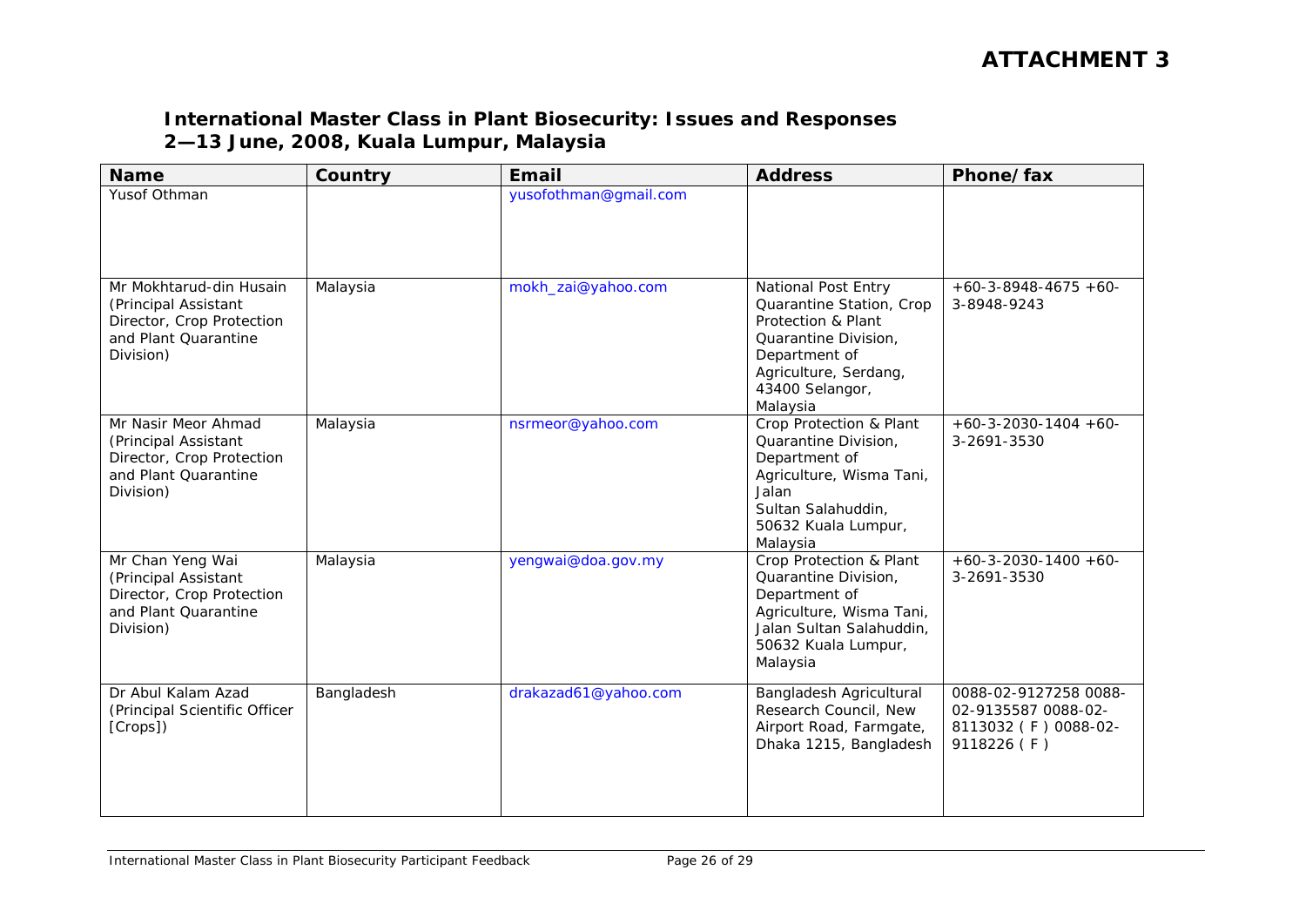# ATTACHMENT 3

## International Master Class in Plant Biosecurity: Issues and Responses
## 2—13 June, 2008, Kuala Lumpur, Malaysia

| Name | Country | Email | Address | Phone/fax |
|---|---|---|---|---|
| Yusof Othman | | yusofothman@gmail.com | | |
| Mr Mokhtarud-din Husain (Principal Assistant Director, Crop Protection and Plant Quarantine Division) | Malaysia | mokh_zai@yahoo.com | National Post Entry Quarantine Station, Crop Protection & Plant Quarantine Division, Department of Agriculture, Serdang, 43400 Selangor, Malaysia | +60-3-8948-4675 +60-3-8948-9243 |
| Mr Nasir Meor Ahmad (Principal Assistant Director, Crop Protection and Plant Quarantine Division) | Malaysia | nsrmeor@yahoo.com | Crop Protection & Plant Quarantine Division, Department of Agriculture, Wisma Tani, Jalan Sultan Salahuddin, 50632 Kuala Lumpur, Malaysia | +60-3-2030-1404 +60-3-2691-3530 |
| Mr Chan Yeng Wai (Principal Assistant Director, Crop Protection and Plant Quarantine Division) | Malaysia | yengwai@doa.gov.my | Crop Protection & Plant Quarantine Division, Department of Agriculture, Wisma Tani, Jalan Sultan Salahuddin, 50632 Kuala Lumpur, Malaysia | +60-3-2030-1400 +60-3-2691-3530 |
| Dr Abul Kalam Azad (Principal Scientific Officer [Crops]) | Bangladesh | drakazad61@yahoo.com | Bangladesh Agricultural Research Council, New Airport Road, Farmgate, Dhaka 1215, Bangladesh | 0088-02-9127258 0088-02-9135587 0088-02-8113032 ( F ) 0088-02-9118226 ( F ) |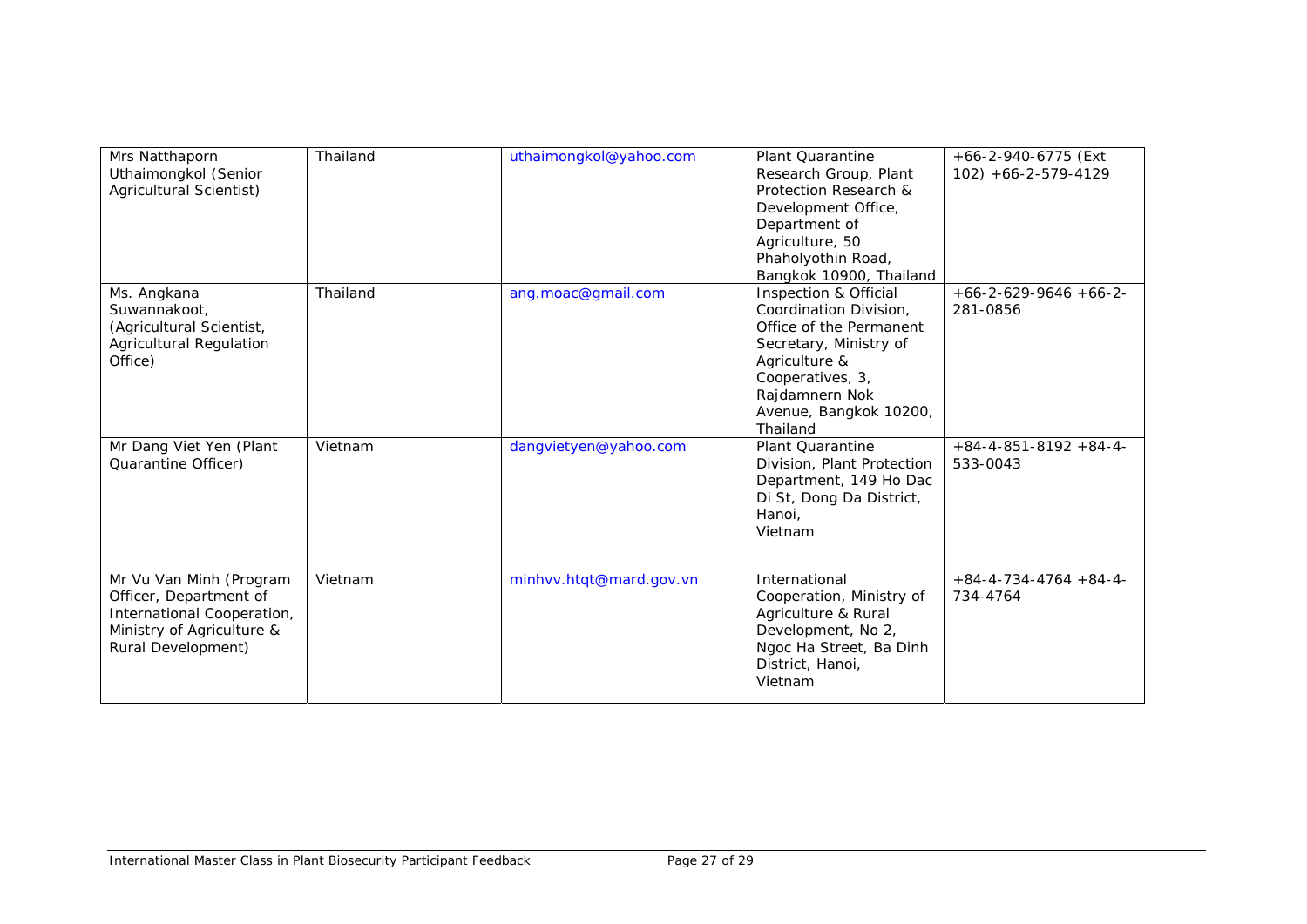| | | | | |
|---|---|---|---|---|
| Mrs Natthaporn Uthaimongkol (Senior Agricultural Scientist) | Thailand | uthaimongkol@yahoo.com | Plant Quarantine Research Group, Plant Protection Research & Development Office, Department of Agriculture, 50 Phaholyothin Road, Bangkok 10900, Thailand | +66-2-940-6775 (Ext 102) +66-2-579-4129 |
| Ms. Angkana Suwannakoot, (Agricultural Scientist, Agricultural Regulation Office) | Thailand | ang.moac@gmail.com | Inspection & Official Coordination Division, Office of the Permanent Secretary, Ministry of Agriculture & Cooperatives, 3, Rajdamnern Nok Avenue, Bangkok 10200, Thailand | +66-2-629-9646 +66-2-281-0856 |
| Mr Dang Viet Yen (Plant Quarantine Officer) | Vietnam | dangvietyen@yahoo.com | Plant Quarantine Division, Plant Protection Department, 149 Ho Dac Di St, Dong Da District, Hanoi, Vietnam | +84-4-851-8192 +84-4-533-0043 |
| Mr Vu Van Minh (Program Officer, Department of International Cooperation, Ministry of Agriculture & Rural Development) | Vietnam | minhvv.htqt@mard.gov.vn | International Cooperation, Ministry of Agriculture & Rural Development, No 2, Ngoc Ha Street, Ba Dinh District, Hanoi, Vietnam | +84-4-734-4764 +84-4-734-4764 |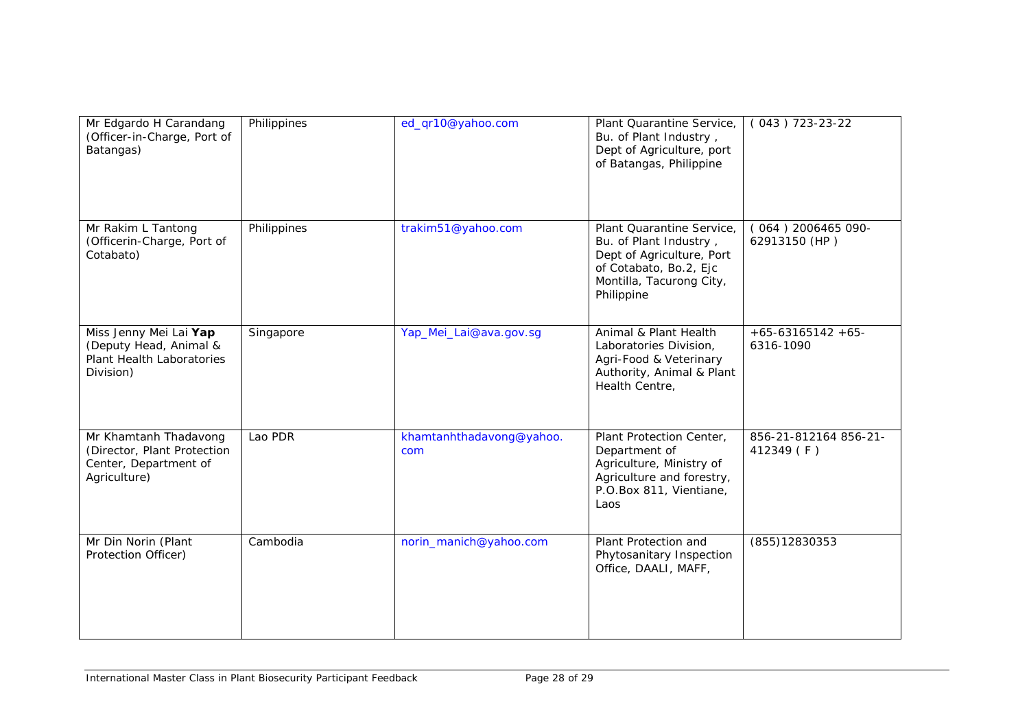| | | | | |
|---|---|---|---|---|
| Mr Edgardo H Carandang (Officer-in-Charge, Port of Batangas) | Philippines | ed_qr10@yahoo.com | Plant Quarantine Service, Bu. of Plant Industry , Dept of Agriculture, port of Batangas, Philippine | ( 043 ) 723-23-22 |
| Mr Rakim L Tantong (Officerin-Charge, Port of Cotabato) | Philippines | trakim51@yahoo.com | Plant Quarantine Service, Bu. of Plant Industry , Dept of Agriculture, Port of Cotabato, Bo.2, Ejc Montilla, Tacurong City, Philippine | ( 064 ) 2006465 090-62913150 (HP ) |
| Miss Jenny Mei Lai **Yap** (Deputy Head, Animal & Plant Health Laboratories Division) | Singapore | Yap_Mei_Lai@ava.gov.sg | Animal & Plant Health Laboratories Division, Agri-Food & Veterinary Authority, Animal & Plant Health Centre, | +65-63165142 +65-6316-1090 |
| Mr Khamtanh Thadavong (Director, Plant Protection Center, Department of Agriculture) | Lao PDR | khamtanhthadavong@yahoo.com | Plant Protection Center, Department of Agriculture, Ministry of Agriculture and forestry, P.O.Box 811, Vientiane, Laos | 856-21-812164 856-21-412349 ( F ) |
| Mr Din Norin (Plant Protection Officer) | Cambodia | norin_manich@yahoo.com | Plant Protection and Phytosanitary Inspection Office, DAALI, MAFF, | (855)12830353 |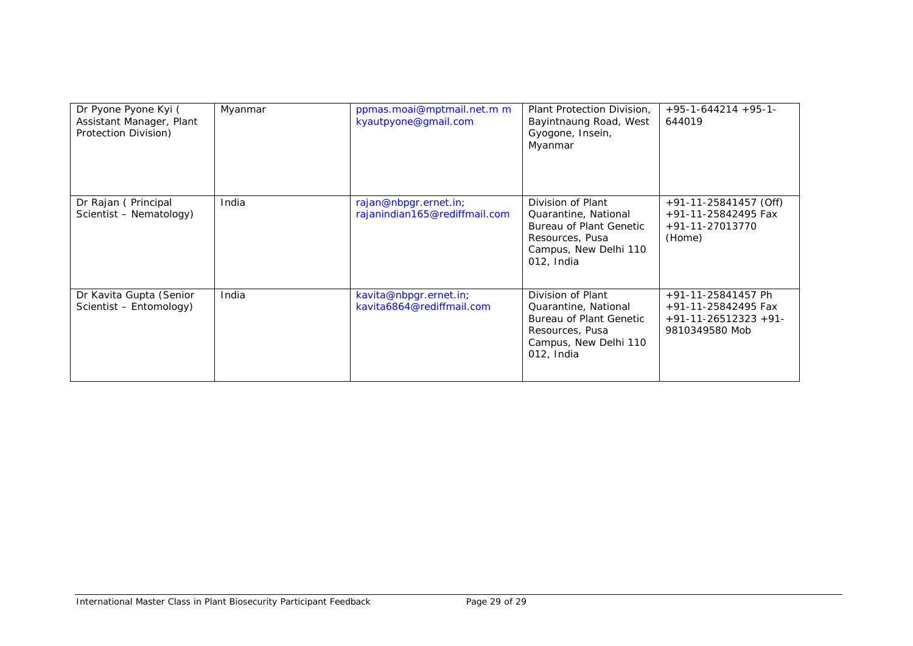| | | | | |
|---|---|---|---|---|
| Dr Pyone Pyone Kyi ( Assistant Manager, Plant Protection Division) | Myanmar | ppmas.moai@mptmail.net.m m kyautpyone@gmail.com | Plant Protection Division, Bayintnaung Road, West Gyogone, Insein, Myanmar | +95-1-644214 +95-1-644019 |
| Dr Rajan ( Principal Scientist – Nematology) | India | rajan@nbpgr.ernet.in; rajanindian165@rediffmail.com | Division of Plant Quarantine, National Bureau of Plant Genetic Resources, Pusa Campus, New Delhi 110 012, India | +91-11-25841457 (Off) +91-11-25842495 Fax +91-11-27013770 (Home) |
| Dr Kavita Gupta (Senior Scientist – Entomology) | India | kavita@nbpgr.ernet.in; kavita6864@rediffmail.com | Division of Plant Quarantine, National Bureau of Plant Genetic Resources, Pusa Campus, New Delhi 110 012, India | +91-11-25841457 Ph +91-11-25842495 Fax +91-11-26512323 +91-9810349580 Mob |